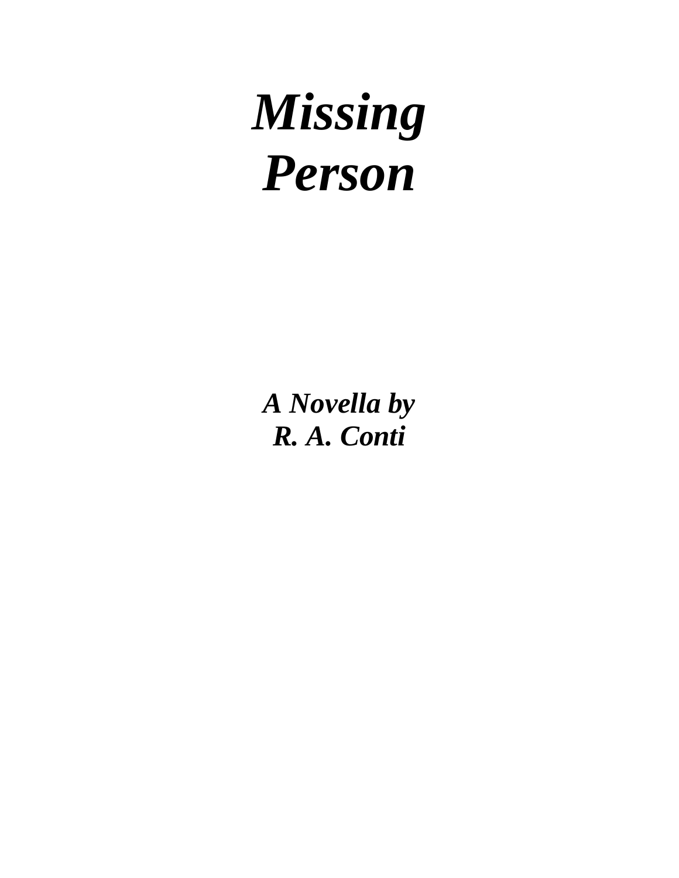# *Missing Person*

***A Novella by***
***R. A. Conti***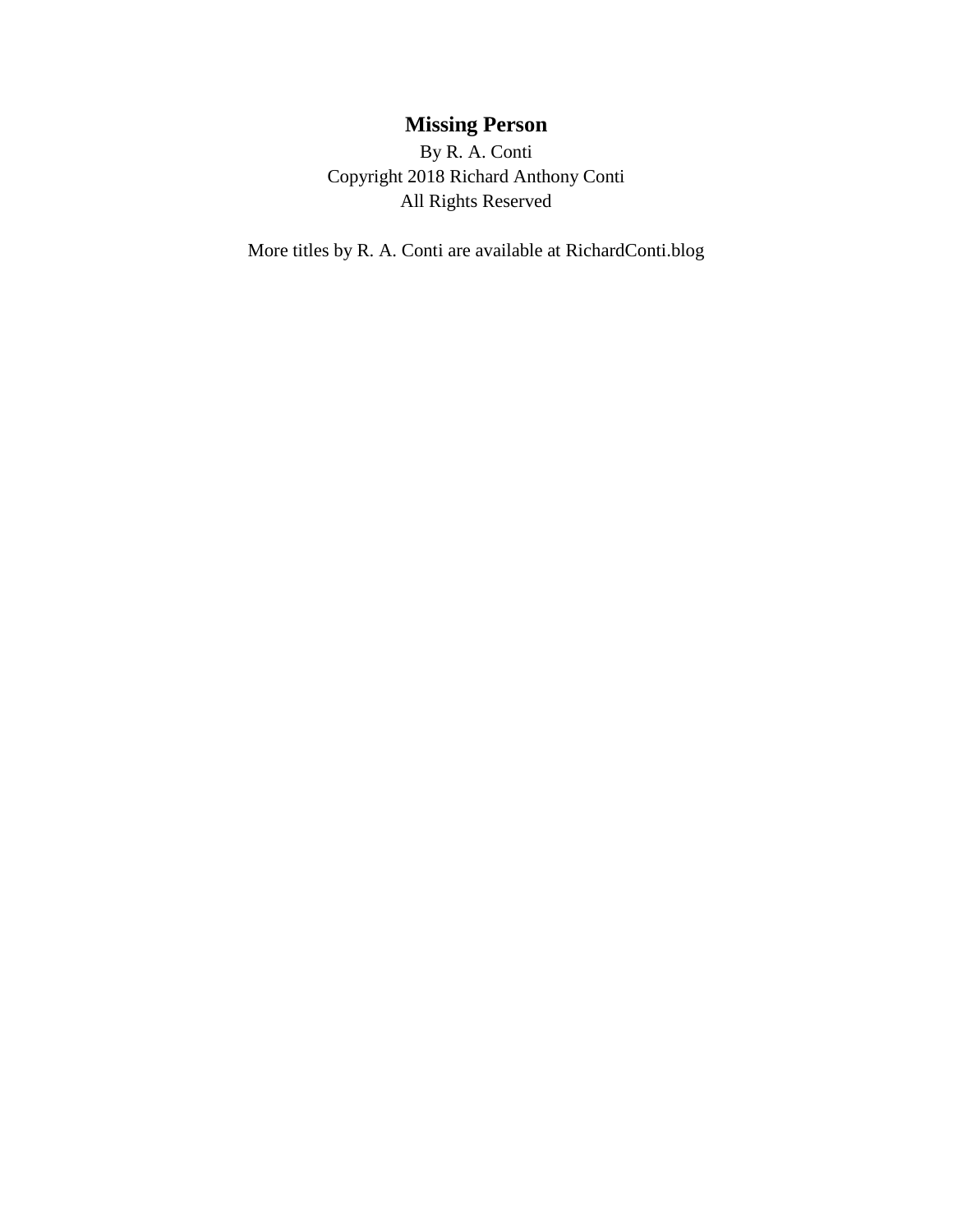# Missing Person

By R. A. Conti
Copyright 2018 Richard Anthony Conti
All Rights Reserved

More titles by R. A. Conti are available at RichardConti.blog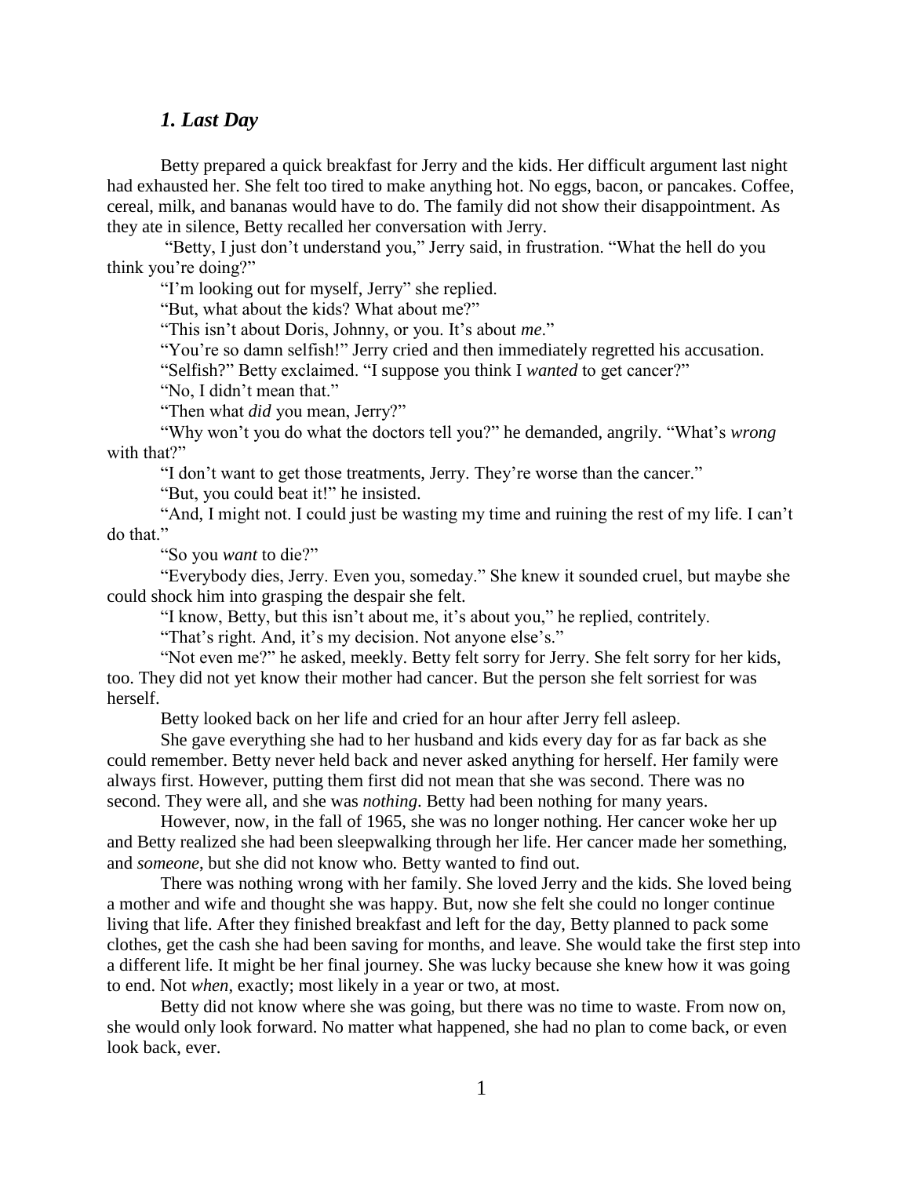## *1. Last Day*

Betty prepared a quick breakfast for Jerry and the kids. Her difficult argument last night had exhausted her. She felt too tired to make anything hot. No eggs, bacon, or pancakes. Coffee, cereal, milk, and bananas would have to do. The family did not show their disappointment. As they ate in silence, Betty recalled her conversation with Jerry.

"Betty, I just don't understand you," Jerry said, in frustration. "What the hell do you think you're doing?"

"I'm looking out for myself, Jerry" she replied.

"But, what about the kids? What about me?"

"This isn't about Doris, Johnny, or you. It's about *me*."

"You're so damn selfish!" Jerry cried and then immediately regretted his accusation.

"Selfish?" Betty exclaimed. "I suppose you think I *wanted* to get cancer?"

"No, I didn't mean that."

"Then what *did* you mean, Jerry?"

"Why won't you do what the doctors tell you?" he demanded, angrily. "What's *wrong* with that?"

"I don't want to get those treatments, Jerry. They're worse than the cancer."

"But, you could beat it!" he insisted.

"And, I might not. I could just be wasting my time and ruining the rest of my life. I can't do that."

"So you *want* to die?"

"Everybody dies, Jerry. Even you, someday." She knew it sounded cruel, but maybe she could shock him into grasping the despair she felt.

"I know, Betty, but this isn't about me, it's about you," he replied, contritely.

"That's right. And, it's my decision. Not anyone else's."

"Not even me?" he asked, meekly. Betty felt sorry for Jerry. She felt sorry for her kids, too. They did not yet know their mother had cancer. But the person she felt sorriest for was herself.

Betty looked back on her life and cried for an hour after Jerry fell asleep.

She gave everything she had to her husband and kids every day for as far back as she could remember. Betty never held back and never asked anything for herself. Her family were always first. However, putting them first did not mean that she was second. There was no second. They were all, and she was *nothing*. Betty had been nothing for many years.

However, now, in the fall of 1965, she was no longer nothing. Her cancer woke her up and Betty realized she had been sleepwalking through her life. Her cancer made her something, and *someone*, but she did not know who. Betty wanted to find out.

There was nothing wrong with her family. She loved Jerry and the kids. She loved being a mother and wife and thought she was happy. But, now she felt she could no longer continue living that life. After they finished breakfast and left for the day, Betty planned to pack some clothes, get the cash she had been saving for months, and leave. She would take the first step into a different life. It might be her final journey. She was lucky because she knew how it was going to end. Not *when*, exactly; most likely in a year or two, at most.

Betty did not know where she was going, but there was no time to waste. From now on, she would only look forward. No matter what happened, she had no plan to come back, or even look back, ever.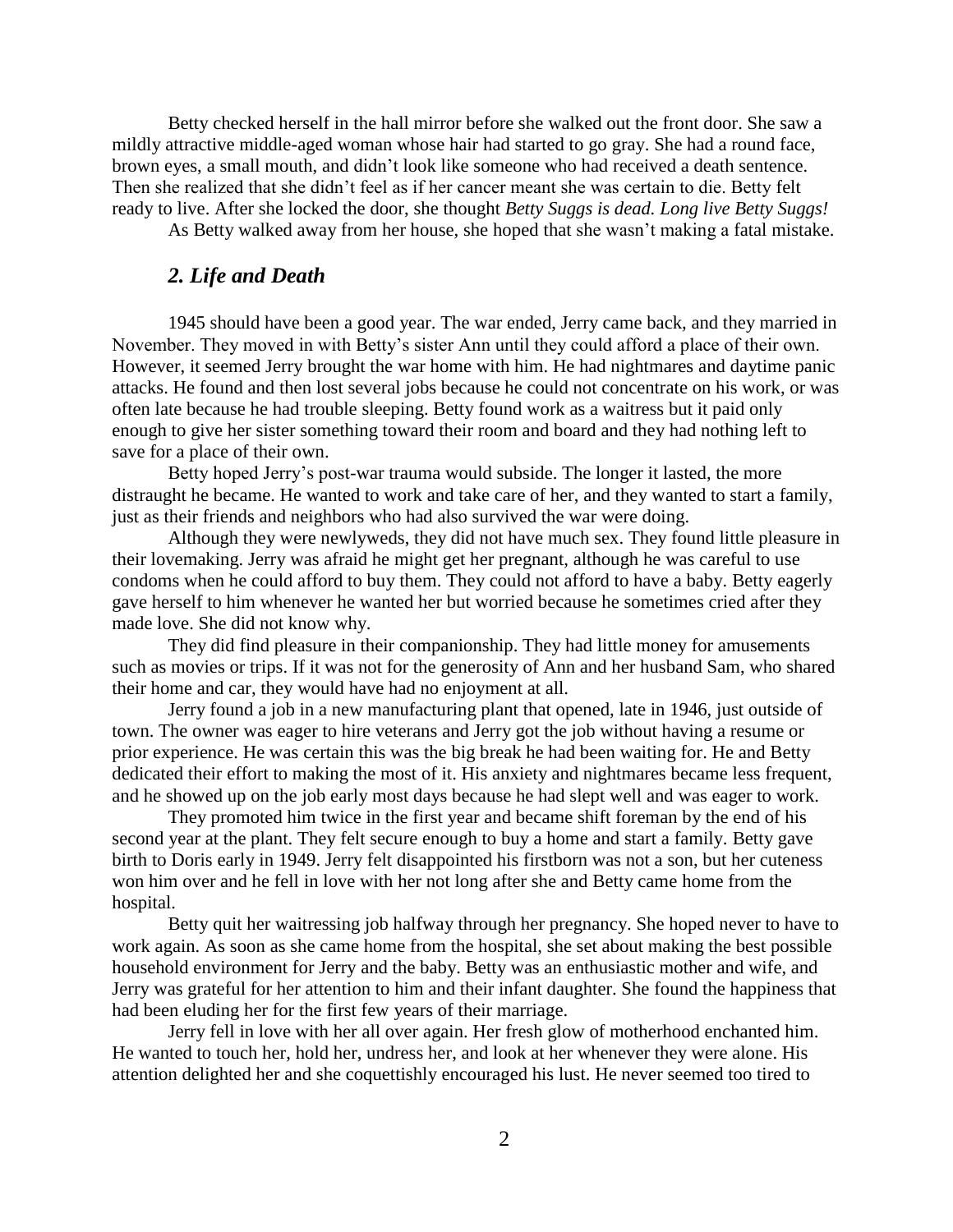Betty checked herself in the hall mirror before she walked out the front door. She saw a mildly attractive middle-aged woman whose hair had started to go gray. She had a round face, brown eyes, a small mouth, and didn't look like someone who had received a death sentence. Then she realized that she didn't feel as if her cancer meant she was certain to die. Betty felt ready to live. After she locked the door, she thought *Betty Suggs is dead. Long live Betty Suggs!*

As Betty walked away from her house, she hoped that she wasn't making a fatal mistake.

## *2. Life and Death*

1945 should have been a good year. The war ended, Jerry came back, and they married in November. They moved in with Betty's sister Ann until they could afford a place of their own. However, it seemed Jerry brought the war home with him. He had nightmares and daytime panic attacks. He found and then lost several jobs because he could not concentrate on his work, or was often late because he had trouble sleeping. Betty found work as a waitress but it paid only enough to give her sister something toward their room and board and they had nothing left to save for a place of their own.

Betty hoped Jerry's post-war trauma would subside. The longer it lasted, the more distraught he became. He wanted to work and take care of her, and they wanted to start a family, just as their friends and neighbors who had also survived the war were doing.

Although they were newlyweds, they did not have much sex. They found little pleasure in their lovemaking. Jerry was afraid he might get her pregnant, although he was careful to use condoms when he could afford to buy them. They could not afford to have a baby. Betty eagerly gave herself to him whenever he wanted her but worried because he sometimes cried after they made love. She did not know why.

They did find pleasure in their companionship. They had little money for amusements such as movies or trips. If it was not for the generosity of Ann and her husband Sam, who shared their home and car, they would have had no enjoyment at all.

Jerry found a job in a new manufacturing plant that opened, late in 1946, just outside of town. The owner was eager to hire veterans and Jerry got the job without having a resume or prior experience. He was certain this was the big break he had been waiting for. He and Betty dedicated their effort to making the most of it. His anxiety and nightmares became less frequent, and he showed up on the job early most days because he had slept well and was eager to work.

They promoted him twice in the first year and became shift foreman by the end of his second year at the plant. They felt secure enough to buy a home and start a family. Betty gave birth to Doris early in 1949. Jerry felt disappointed his firstborn was not a son, but her cuteness won him over and he fell in love with her not long after she and Betty came home from the hospital.

Betty quit her waitressing job halfway through her pregnancy. She hoped never to have to work again. As soon as she came home from the hospital, she set about making the best possible household environment for Jerry and the baby. Betty was an enthusiastic mother and wife, and Jerry was grateful for her attention to him and their infant daughter. She found the happiness that had been eluding her for the first few years of their marriage.

Jerry fell in love with her all over again. Her fresh glow of motherhood enchanted him. He wanted to touch her, hold her, undress her, and look at her whenever they were alone. His attention delighted her and she coquettishly encouraged his lust. He never seemed too tired to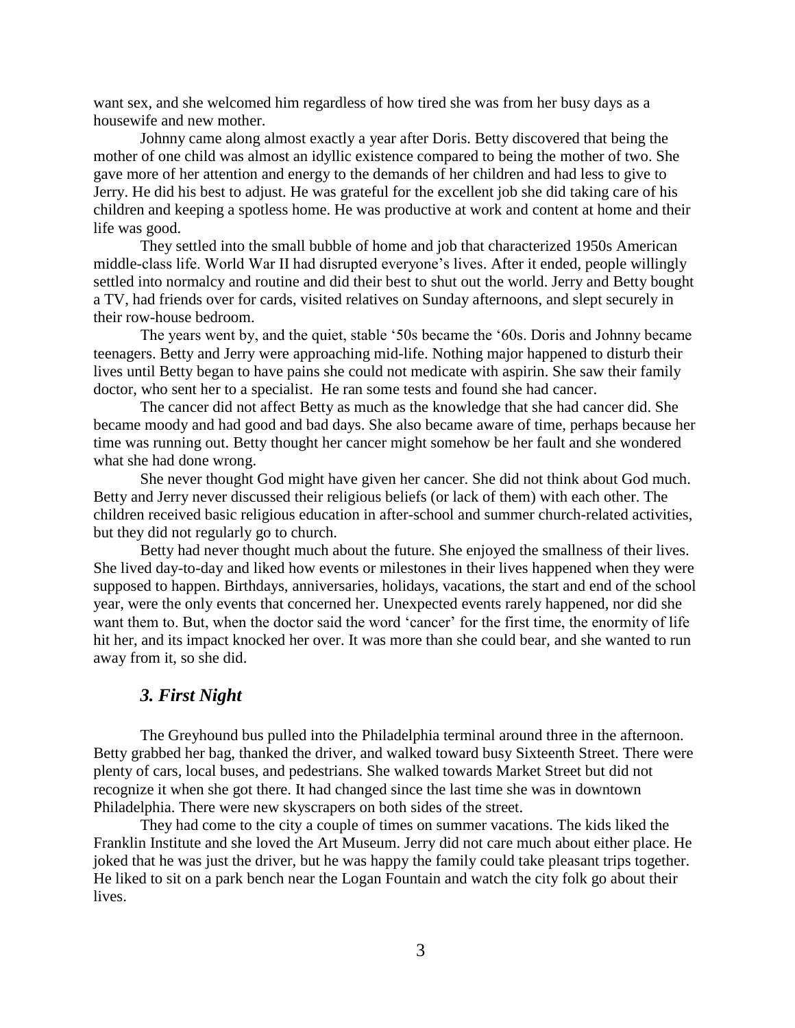want sex, and she welcomed him regardless of how tired she was from her busy days as a housewife and new mother.

Johnny came along almost exactly a year after Doris. Betty discovered that being the mother of one child was almost an idyllic existence compared to being the mother of two. She gave more of her attention and energy to the demands of her children and had less to give to Jerry. He did his best to adjust. He was grateful for the excellent job she did taking care of his children and keeping a spotless home. He was productive at work and content at home and their life was good.

They settled into the small bubble of home and job that characterized 1950s American middle-class life. World War II had disrupted everyone's lives. After it ended, people willingly settled into normalcy and routine and did their best to shut out the world. Jerry and Betty bought a TV, had friends over for cards, visited relatives on Sunday afternoons, and slept securely in their row-house bedroom.

The years went by, and the quiet, stable '50s became the '60s. Doris and Johnny became teenagers. Betty and Jerry were approaching mid-life. Nothing major happened to disturb their lives until Betty began to have pains she could not medicate with aspirin. She saw their family doctor, who sent her to a specialist. He ran some tests and found she had cancer.

The cancer did not affect Betty as much as the knowledge that she had cancer did. She became moody and had good and bad days. She also became aware of time, perhaps because her time was running out. Betty thought her cancer might somehow be her fault and she wondered what she had done wrong.

She never thought God might have given her cancer. She did not think about God much. Betty and Jerry never discussed their religious beliefs (or lack of them) with each other. The children received basic religious education in after-school and summer church-related activities, but they did not regularly go to church.

Betty had never thought much about the future. She enjoyed the smallness of their lives. She lived day-to-day and liked how events or milestones in their lives happened when they were supposed to happen. Birthdays, anniversaries, holidays, vacations, the start and end of the school year, were the only events that concerned her. Unexpected events rarely happened, nor did she want them to. But, when the doctor said the word 'cancer' for the first time, the enormity of life hit her, and its impact knocked her over. It was more than she could bear, and she wanted to run away from it, so she did.

## *3. First Night*

The Greyhound bus pulled into the Philadelphia terminal around three in the afternoon. Betty grabbed her bag, thanked the driver, and walked toward busy Sixteenth Street. There were plenty of cars, local buses, and pedestrians. She walked towards Market Street but did not recognize it when she got there. It had changed since the last time she was in downtown Philadelphia. There were new skyscrapers on both sides of the street.

They had come to the city a couple of times on summer vacations. The kids liked the Franklin Institute and she loved the Art Museum. Jerry did not care much about either place. He joked that he was just the driver, but he was happy the family could take pleasant trips together. He liked to sit on a park bench near the Logan Fountain and watch the city folk go about their lives.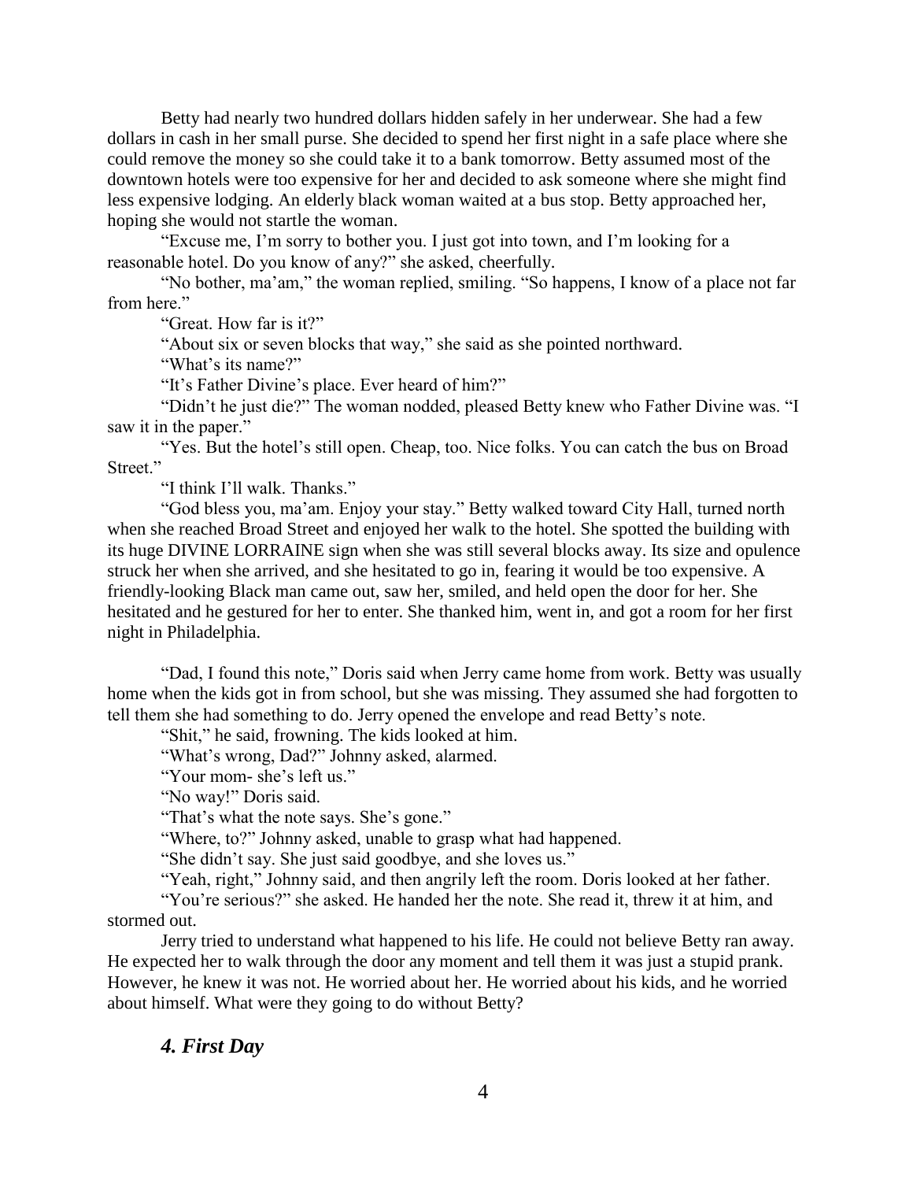Betty had nearly two hundred dollars hidden safely in her underwear. She had a few dollars in cash in her small purse. She decided to spend her first night in a safe place where she could remove the money so she could take it to a bank tomorrow. Betty assumed most of the downtown hotels were too expensive for her and decided to ask someone where she might find less expensive lodging. An elderly black woman waited at a bus stop. Betty approached her, hoping she would not startle the woman.

"Excuse me, I'm sorry to bother you. I just got into town, and I'm looking for a reasonable hotel. Do you know of any?" she asked, cheerfully.

"No bother, ma'am," the woman replied, smiling. "So happens, I know of a place not far from here."

"Great. How far is it?"

"About six or seven blocks that way," she said as she pointed northward.

"What's its name?"

"It's Father Divine's place. Ever heard of him?"

"Didn't he just die?" The woman nodded, pleased Betty knew who Father Divine was. "I saw it in the paper."

"Yes. But the hotel's still open. Cheap, too. Nice folks. You can catch the bus on Broad Street."

"I think I'll walk. Thanks."

"God bless you, ma'am. Enjoy your stay." Betty walked toward City Hall, turned north when she reached Broad Street and enjoyed her walk to the hotel. She spotted the building with its huge DIVINE LORRAINE sign when she was still several blocks away. Its size and opulence struck her when she arrived, and she hesitated to go in, fearing it would be too expensive. A friendly-looking Black man came out, saw her, smiled, and held open the door for her. She hesitated and he gestured for her to enter. She thanked him, went in, and got a room for her first night in Philadelphia.

"Dad, I found this note," Doris said when Jerry came home from work. Betty was usually home when the kids got in from school, but she was missing. They assumed she had forgotten to tell them she had something to do. Jerry opened the envelope and read Betty's note.

"Shit," he said, frowning. The kids looked at him.

"What's wrong, Dad?" Johnny asked, alarmed.

"Your mom- she's left us."

"No way!" Doris said.

"That's what the note says. She's gone."

"Where, to?" Johnny asked, unable to grasp what had happened.

"She didn't say. She just said goodbye, and she loves us."

"Yeah, right," Johnny said, and then angrily left the room. Doris looked at her father.

"You're serious?" she asked. He handed her the note. She read it, threw it at him, and stormed out.

Jerry tried to understand what happened to his life. He could not believe Betty ran away. He expected her to walk through the door any moment and tell them it was just a stupid prank. However, he knew it was not. He worried about her. He worried about his kids, and he worried about himself. What were they going to do without Betty?

## *4. First Day*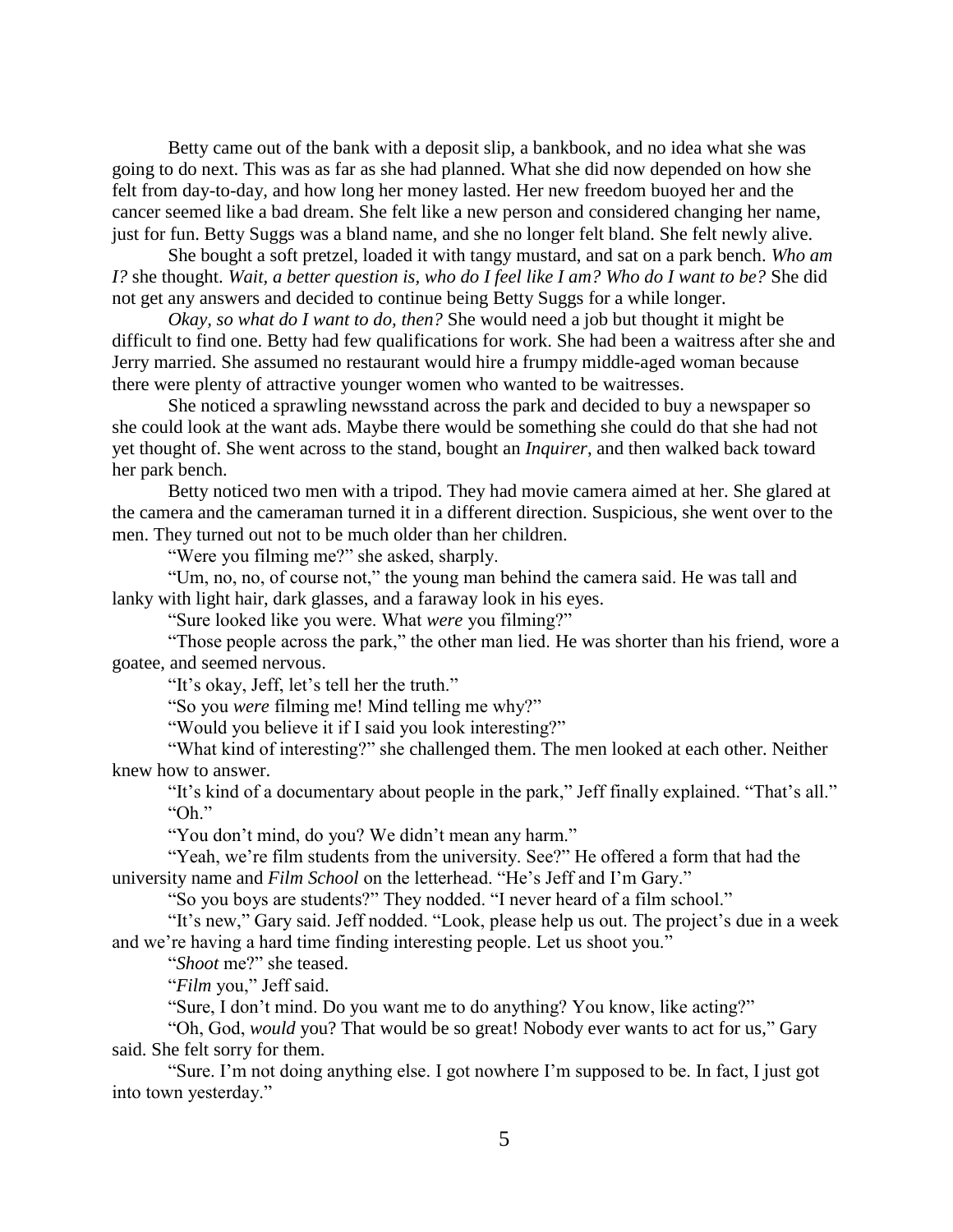Betty came out of the bank with a deposit slip, a bankbook, and no idea what she was going to do next. This was as far as she had planned. What she did now depended on how she felt from day-to-day, and how long her money lasted. Her new freedom buoyed her and the cancer seemed like a bad dream. She felt like a new person and considered changing her name, just for fun. Betty Suggs was a bland name, and she no longer felt bland. She felt newly alive.

She bought a soft pretzel, loaded it with tangy mustard, and sat on a park bench. *Who am I?* she thought. *Wait, a better question is, who do I feel like I am? Who do I want to be?* She did not get any answers and decided to continue being Betty Suggs for a while longer.

*Okay, so what do I want to do, then?* She would need a job but thought it might be difficult to find one. Betty had few qualifications for work. She had been a waitress after she and Jerry married. She assumed no restaurant would hire a frumpy middle-aged woman because there were plenty of attractive younger women who wanted to be waitresses.

She noticed a sprawling newsstand across the park and decided to buy a newspaper so she could look at the want ads. Maybe there would be something she could do that she had not yet thought of. She went across to the stand, bought an *Inquirer*, and then walked back toward her park bench.

Betty noticed two men with a tripod. They had movie camera aimed at her. She glared at the camera and the cameraman turned it in a different direction. Suspicious, she went over to the men. They turned out not to be much older than her children.

"Were you filming me?" she asked, sharply.

"Um, no, no, of course not," the young man behind the camera said. He was tall and lanky with light hair, dark glasses, and a faraway look in his eyes.

"Sure looked like you were. What *were* you filming?"

"Those people across the park," the other man lied. He was shorter than his friend, wore a goatee, and seemed nervous.

"It's okay, Jeff, let's tell her the truth."

"So you *were* filming me! Mind telling me why?"

"Would you believe it if I said you look interesting?"

"What kind of interesting?" she challenged them. The men looked at each other. Neither knew how to answer.

"It's kind of a documentary about people in the park," Jeff finally explained. "That's all."

"Oh."

"You don't mind, do you? We didn't mean any harm."

"Yeah, we're film students from the university. See?" He offered a form that had the university name and *Film School* on the letterhead. "He's Jeff and I'm Gary."

"So you boys are students?" They nodded. "I never heard of a film school."

"It's new," Gary said. Jeff nodded. "Look, please help us out. The project's due in a week and we're having a hard time finding interesting people. Let us shoot you."

"*Shoot* me?" she teased.

"*Film* you," Jeff said.

"Sure, I don't mind. Do you want me to do anything? You know, like acting?"

"Oh, God, *would* you? That would be so great! Nobody ever wants to act for us," Gary said. She felt sorry for them.

"Sure. I'm not doing anything else. I got nowhere I'm supposed to be. In fact, I just got into town yesterday."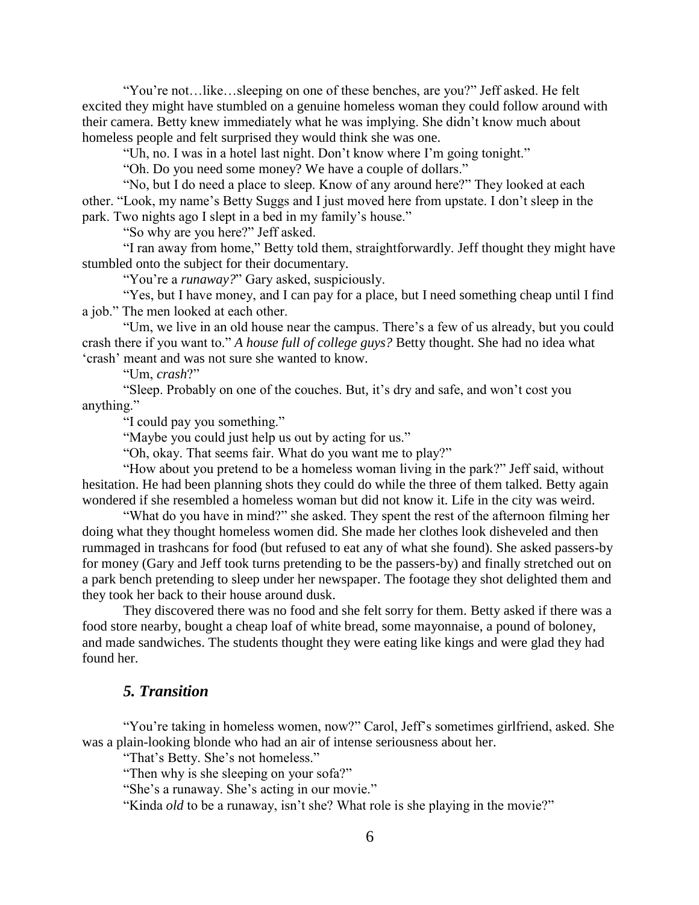"You're not…like…sleeping on one of these benches, are you?" Jeff asked. He felt excited they might have stumbled on a genuine homeless woman they could follow around with their camera. Betty knew immediately what he was implying. She didn't know much about homeless people and felt surprised they would think she was one.

"Uh, no. I was in a hotel last night. Don't know where I'm going tonight."

"Oh. Do you need some money? We have a couple of dollars."

"No, but I do need a place to sleep. Know of any around here?" They looked at each other. "Look, my name's Betty Suggs and I just moved here from upstate. I don't sleep in the park. Two nights ago I slept in a bed in my family's house."

"So why are you here?" Jeff asked.

"I ran away from home," Betty told them, straightforwardly. Jeff thought they might have stumbled onto the subject for their documentary.

"You're a *runaway?*" Gary asked, suspiciously.

"Yes, but I have money, and I can pay for a place, but I need something cheap until I find a job." The men looked at each other.

"Um, we live in an old house near the campus. There's a few of us already, but you could crash there if you want to." *A house full of college guys?* Betty thought. She had no idea what 'crash' meant and was not sure she wanted to know.

"Um, *crash*?"

"Sleep. Probably on one of the couches. But, it's dry and safe, and won't cost you anything."

"I could pay you something."

"Maybe you could just help us out by acting for us."

"Oh, okay. That seems fair. What do you want me to play?"

"How about you pretend to be a homeless woman living in the park?" Jeff said, without hesitation. He had been planning shots they could do while the three of them talked. Betty again wondered if she resembled a homeless woman but did not know it. Life in the city was weird.

"What do you have in mind?" she asked. They spent the rest of the afternoon filming her doing what they thought homeless women did. She made her clothes look disheveled and then rummaged in trashcans for food (but refused to eat any of what she found). She asked passers-by for money (Gary and Jeff took turns pretending to be the passers-by) and finally stretched out on a park bench pretending to sleep under her newspaper. The footage they shot delighted them and they took her back to their house around dusk.

They discovered there was no food and she felt sorry for them. Betty asked if there was a food store nearby, bought a cheap loaf of white bread, some mayonnaise, a pound of boloney, and made sandwiches. The students thought they were eating like kings and were glad they had found her.

## *5. Transition*

"You're taking in homeless women, now?" Carol, Jeff's sometimes girlfriend, asked. She was a plain-looking blonde who had an air of intense seriousness about her.

"That's Betty. She's not homeless."

"Then why is she sleeping on your sofa?"

"She's a runaway. She's acting in our movie."

"Kinda *old* to be a runaway, isn't she? What role is she playing in the movie?"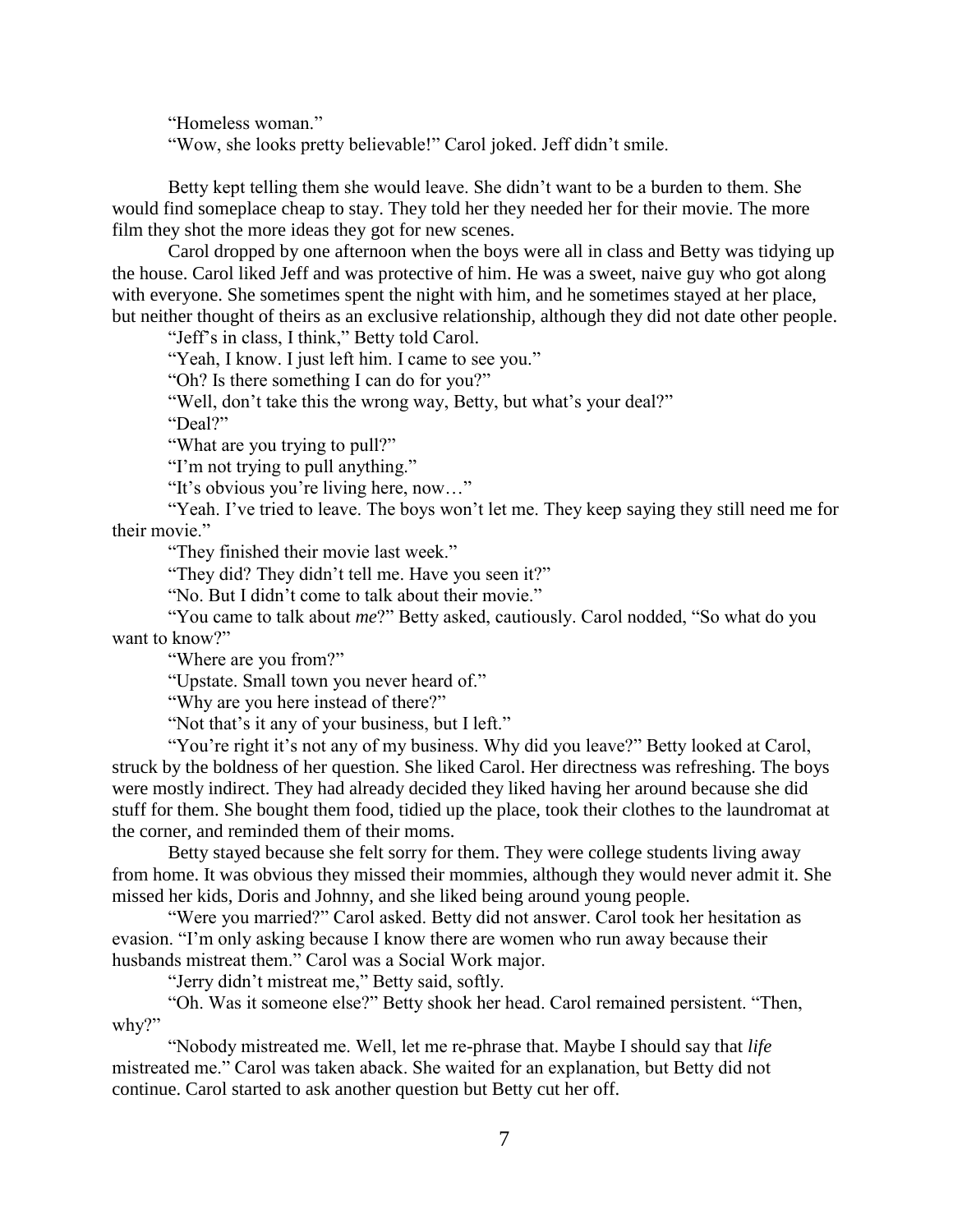"Homeless woman."

"Wow, she looks pretty believable!" Carol joked. Jeff didn't smile.

Betty kept telling them she would leave. She didn't want to be a burden to them. She would find someplace cheap to stay. They told her they needed her for their movie. The more film they shot the more ideas they got for new scenes.

Carol dropped by one afternoon when the boys were all in class and Betty was tidying up the house. Carol liked Jeff and was protective of him. He was a sweet, naive guy who got along with everyone. She sometimes spent the night with him, and he sometimes stayed at her place, but neither thought of theirs as an exclusive relationship, although they did not date other people.

"Jeff's in class, I think," Betty told Carol.

"Yeah, I know. I just left him. I came to see you."

"Oh? Is there something I can do for you?"

"Well, don't take this the wrong way, Betty, but what's your deal?"

"Deal?"

"What are you trying to pull?"

"I'm not trying to pull anything."

"It's obvious you're living here, now…"

"Yeah. I've tried to leave. The boys won't let me. They keep saying they still need me for their movie."

"They finished their movie last week."

"They did? They didn't tell me. Have you seen it?"

"No. But I didn't come to talk about their movie."

"You came to talk about *me*?" Betty asked, cautiously. Carol nodded, "So what do you want to know?"

"Where are you from?"

"Upstate. Small town you never heard of."

"Why are you here instead of there?"

"Not that's it any of your business, but I left."

"You're right it's not any of my business. Why did you leave?" Betty looked at Carol, struck by the boldness of her question. She liked Carol. Her directness was refreshing. The boys were mostly indirect. They had already decided they liked having her around because she did stuff for them. She bought them food, tidied up the place, took their clothes to the laundromat at the corner, and reminded them of their moms.

Betty stayed because she felt sorry for them. They were college students living away from home. It was obvious they missed their mommies, although they would never admit it. She missed her kids, Doris and Johnny, and she liked being around young people.

"Were you married?" Carol asked. Betty did not answer. Carol took her hesitation as evasion. "I'm only asking because I know there are women who run away because their husbands mistreat them." Carol was a Social Work major.

"Jerry didn't mistreat me," Betty said, softly.

"Oh. Was it someone else?" Betty shook her head. Carol remained persistent. "Then, why?"

"Nobody mistreated me. Well, let me re-phrase that. Maybe I should say that *life* mistreated me." Carol was taken aback. She waited for an explanation, but Betty did not continue. Carol started to ask another question but Betty cut her off.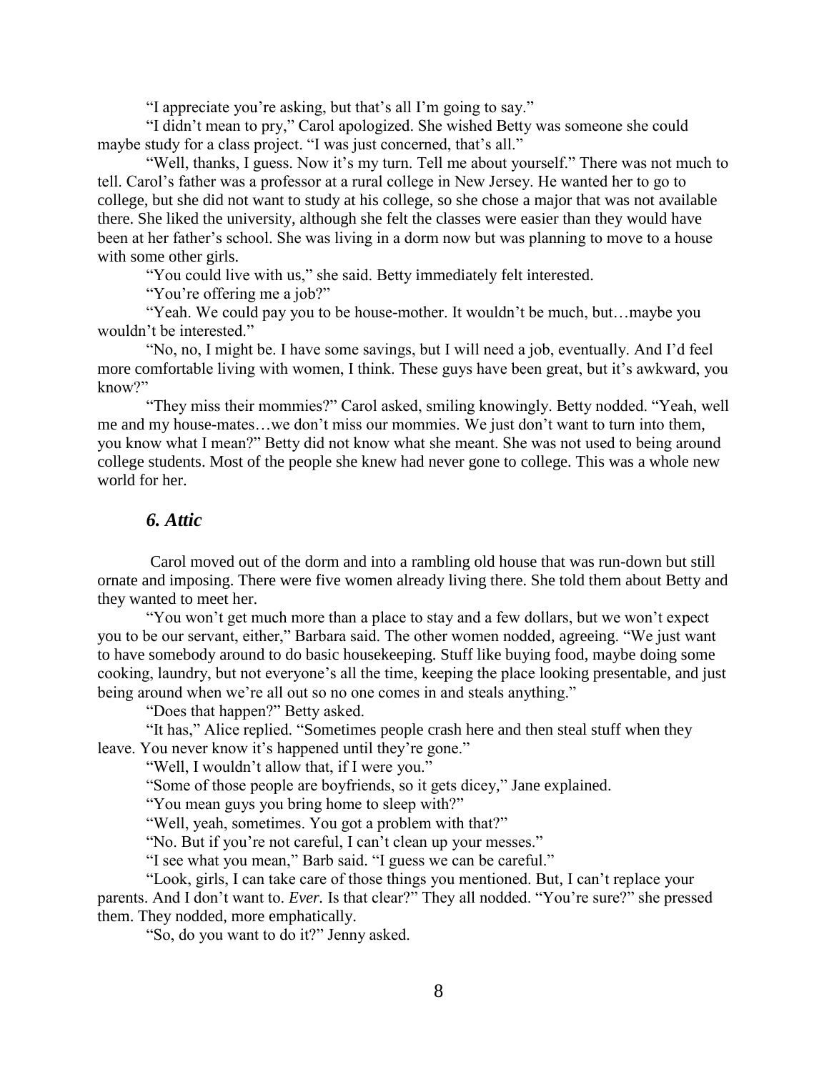"I appreciate you're asking, but that's all I'm going to say."

"I didn't mean to pry," Carol apologized. She wished Betty was someone she could maybe study for a class project. "I was just concerned, that's all."

"Well, thanks, I guess. Now it's my turn. Tell me about yourself." There was not much to tell. Carol's father was a professor at a rural college in New Jersey. He wanted her to go to college, but she did not want to study at his college, so she chose a major that was not available there. She liked the university, although she felt the classes were easier than they would have been at her father's school. She was living in a dorm now but was planning to move to a house with some other girls.

"You could live with us," she said. Betty immediately felt interested.

"You're offering me a job?"

"Yeah. We could pay you to be house-mother. It wouldn't be much, but…maybe you wouldn't be interested."

"No, no, I might be. I have some savings, but I will need a job, eventually. And I'd feel more comfortable living with women, I think. These guys have been great, but it's awkward, you know?"

"They miss their mommies?" Carol asked, smiling knowingly. Betty nodded. "Yeah, well me and my house-mates…we don't miss our mommies. We just don't want to turn into them, you know what I mean?" Betty did not know what she meant. She was not used to being around college students. Most of the people she knew had never gone to college. This was a whole new world for her.

## *6. Attic*

Carol moved out of the dorm and into a rambling old house that was run-down but still ornate and imposing. There were five women already living there. She told them about Betty and they wanted to meet her.

"You won't get much more than a place to stay and a few dollars, but we won't expect you to be our servant, either," Barbara said. The other women nodded, agreeing. "We just want to have somebody around to do basic housekeeping. Stuff like buying food, maybe doing some cooking, laundry, but not everyone's all the time, keeping the place looking presentable, and just being around when we're all out so no one comes in and steals anything."

"Does that happen?" Betty asked.

"It has," Alice replied. "Sometimes people crash here and then steal stuff when they leave. You never know it's happened until they're gone."

"Well, I wouldn't allow that, if I were you."

"Some of those people are boyfriends, so it gets dicey," Jane explained.

"You mean guys you bring home to sleep with?"

"Well, yeah, sometimes. You got a problem with that?"

"No. But if you're not careful, I can't clean up your messes."

"I see what you mean," Barb said. "I guess we can be careful."

"Look, girls, I can take care of those things you mentioned. But, I can't replace your parents. And I don't want to. *Ever.* Is that clear?" They all nodded. "You're sure?" she pressed them. They nodded, more emphatically.

"So, do you want to do it?" Jenny asked.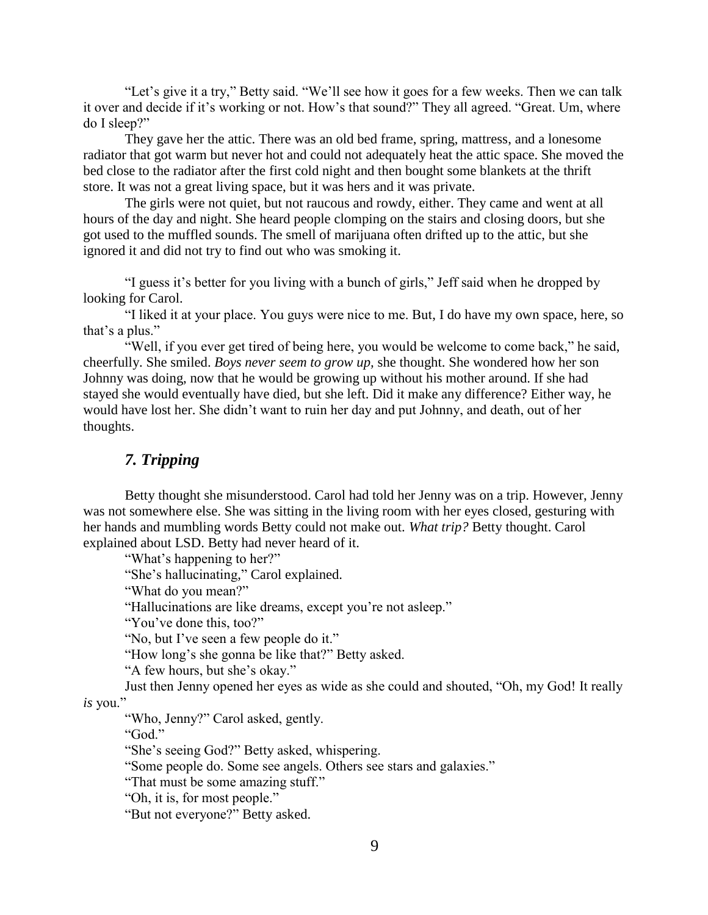"Let's give it a try," Betty said. "We'll see how it goes for a few weeks. Then we can talk it over and decide if it's working or not. How's that sound?" They all agreed. "Great. Um, where do I sleep?"

They gave her the attic. There was an old bed frame, spring, mattress, and a lonesome radiator that got warm but never hot and could not adequately heat the attic space. She moved the bed close to the radiator after the first cold night and then bought some blankets at the thrift store. It was not a great living space, but it was hers and it was private.

The girls were not quiet, but not raucous and rowdy, either. They came and went at all hours of the day and night. She heard people clomping on the stairs and closing doors, but she got used to the muffled sounds. The smell of marijuana often drifted up to the attic, but she ignored it and did not try to find out who was smoking it.

"I guess it's better for you living with a bunch of girls," Jeff said when he dropped by looking for Carol.

"I liked it at your place. You guys were nice to me. But, I do have my own space, here, so that's a plus."

"Well, if you ever get tired of being here, you would be welcome to come back," he said, cheerfully. She smiled. *Boys never seem to grow up,* she thought. She wondered how her son Johnny was doing, now that he would be growing up without his mother around. If she had stayed she would eventually have died, but she left. Did it make any difference? Either way, he would have lost her. She didn't want to ruin her day and put Johnny, and death, out of her thoughts.

## *7. Tripping*

Betty thought she misunderstood. Carol had told her Jenny was on a trip. However, Jenny was not somewhere else. She was sitting in the living room with her eyes closed, gesturing with her hands and mumbling words Betty could not make out. *What trip?* Betty thought. Carol explained about LSD. Betty had never heard of it.

"What's happening to her?"

"She's hallucinating," Carol explained.

"What do you mean?"

"Hallucinations are like dreams, except you're not asleep."

"You've done this, too?"

"No, but I've seen a few people do it."

"How long's she gonna be like that?" Betty asked.

"A few hours, but she's okay."

Just then Jenny opened her eyes as wide as she could and shouted, "Oh, my God! It really *is* you."

"Who, Jenny?" Carol asked, gently.

"God."

"She's seeing God?" Betty asked, whispering.

"Some people do. Some see angels. Others see stars and galaxies."

"That must be some amazing stuff."

"Oh, it is, for most people."

"But not everyone?" Betty asked.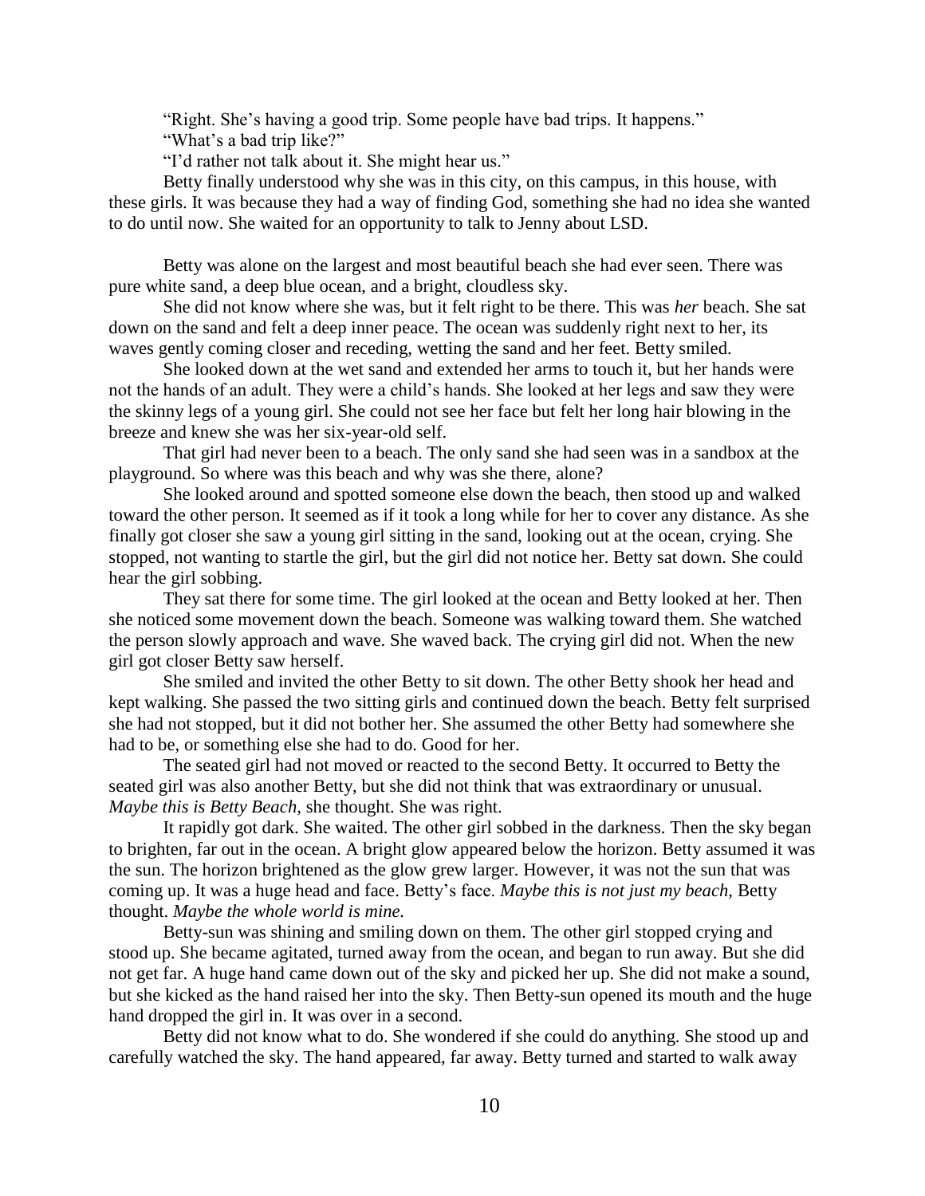"Right. She's having a good trip. Some people have bad trips. It happens."

"What's a bad trip like?"

"I'd rather not talk about it. She might hear us."

Betty finally understood why she was in this city, on this campus, in this house, with these girls. It was because they had a way of finding God, something she had no idea she wanted to do until now. She waited for an opportunity to talk to Jenny about LSD.

Betty was alone on the largest and most beautiful beach she had ever seen. There was pure white sand, a deep blue ocean, and a bright, cloudless sky.

She did not know where she was, but it felt right to be there. This was *her* beach. She sat down on the sand and felt a deep inner peace. The ocean was suddenly right next to her, its waves gently coming closer and receding, wetting the sand and her feet. Betty smiled.

She looked down at the wet sand and extended her arms to touch it, but her hands were not the hands of an adult. They were a child's hands. She looked at her legs and saw they were the skinny legs of a young girl. She could not see her face but felt her long hair blowing in the breeze and knew she was her six-year-old self.

That girl had never been to a beach. The only sand she had seen was in a sandbox at the playground. So where was this beach and why was she there, alone?

She looked around and spotted someone else down the beach, then stood up and walked toward the other person. It seemed as if it took a long while for her to cover any distance. As she finally got closer she saw a young girl sitting in the sand, looking out at the ocean, crying. She stopped, not wanting to startle the girl, but the girl did not notice her. Betty sat down. She could hear the girl sobbing.

They sat there for some time. The girl looked at the ocean and Betty looked at her. Then she noticed some movement down the beach. Someone was walking toward them. She watched the person slowly approach and wave. She waved back. The crying girl did not. When the new girl got closer Betty saw herself.

She smiled and invited the other Betty to sit down. The other Betty shook her head and kept walking. She passed the two sitting girls and continued down the beach. Betty felt surprised she had not stopped, but it did not bother her. She assumed the other Betty had somewhere she had to be, or something else she had to do. Good for her.

The seated girl had not moved or reacted to the second Betty. It occurred to Betty the seated girl was also another Betty, but she did not think that was extraordinary or unusual. *Maybe this is Betty Beach*, she thought. She was right.

It rapidly got dark. She waited. The other girl sobbed in the darkness. Then the sky began to brighten, far out in the ocean. A bright glow appeared below the horizon. Betty assumed it was the sun. The horizon brightened as the glow grew larger. However, it was not the sun that was coming up. It was a huge head and face. Betty's face. *Maybe this is not just my beach*, Betty thought. *Maybe the whole world is mine.*

Betty-sun was shining and smiling down on them. The other girl stopped crying and stood up. She became agitated, turned away from the ocean, and began to run away. But she did not get far. A huge hand came down out of the sky and picked her up. She did not make a sound, but she kicked as the hand raised her into the sky. Then Betty-sun opened its mouth and the huge hand dropped the girl in. It was over in a second.

Betty did not know what to do. She wondered if she could do anything. She stood up and carefully watched the sky. The hand appeared, far away. Betty turned and started to walk away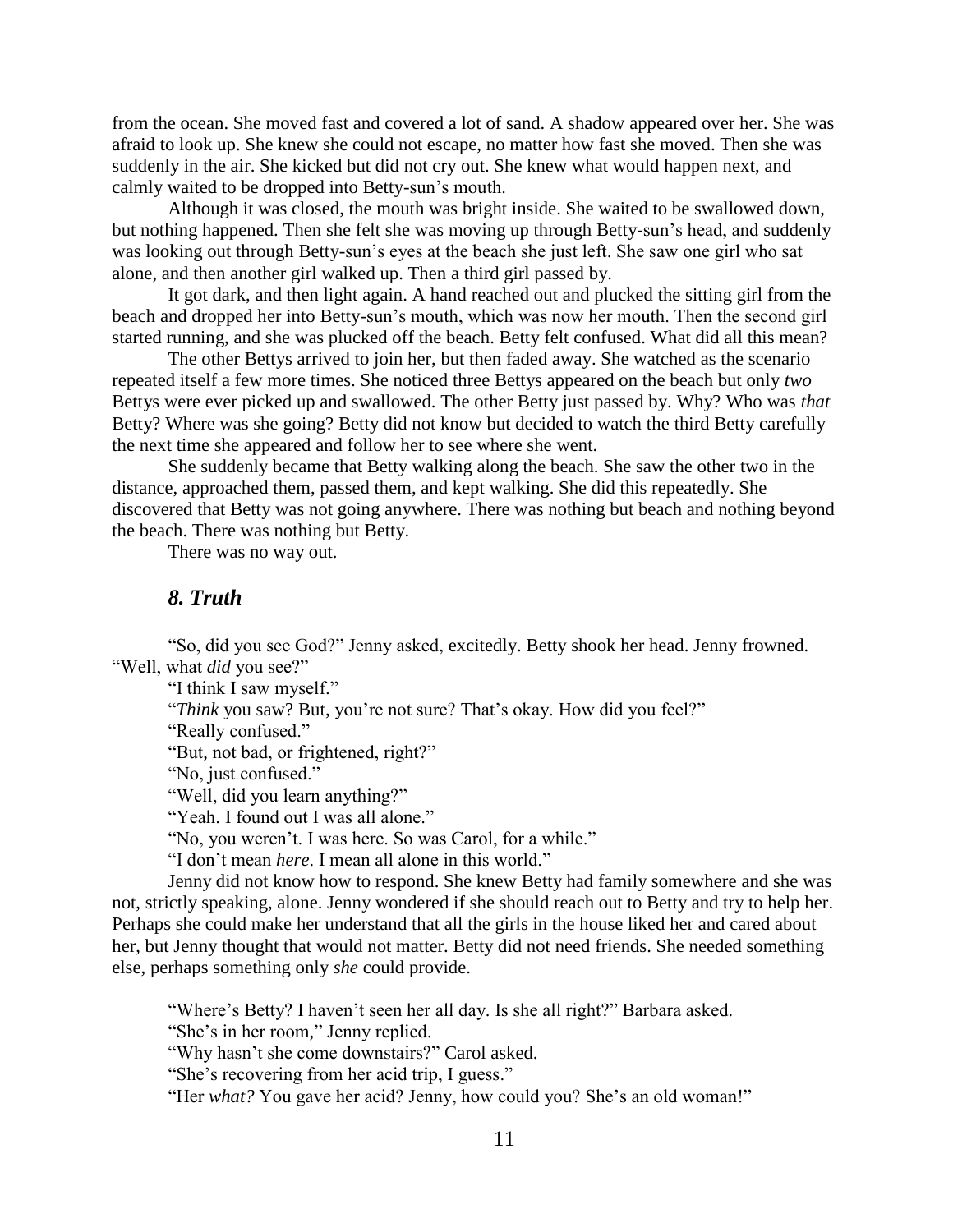from the ocean. She moved fast and covered a lot of sand. A shadow appeared over her. She was afraid to look up. She knew she could not escape, no matter how fast she moved. Then she was suddenly in the air. She kicked but did not cry out. She knew what would happen next, and calmly waited to be dropped into Betty-sun's mouth.

Although it was closed, the mouth was bright inside. She waited to be swallowed down, but nothing happened. Then she felt she was moving up through Betty-sun's head, and suddenly was looking out through Betty-sun's eyes at the beach she just left. She saw one girl who sat alone, and then another girl walked up. Then a third girl passed by.

It got dark, and then light again. A hand reached out and plucked the sitting girl from the beach and dropped her into Betty-sun's mouth, which was now her mouth. Then the second girl started running, and she was plucked off the beach. Betty felt confused. What did all this mean?

The other Bettys arrived to join her, but then faded away. She watched as the scenario repeated itself a few more times. She noticed three Bettys appeared on the beach but only *two* Bettys were ever picked up and swallowed. The other Betty just passed by. Why? Who was *that* Betty? Where was she going? Betty did not know but decided to watch the third Betty carefully the next time she appeared and follow her to see where she went.

She suddenly became that Betty walking along the beach. She saw the other two in the distance, approached them, passed them, and kept walking. She did this repeatedly. She discovered that Betty was not going anywhere. There was nothing but beach and nothing beyond the beach. There was nothing but Betty.

There was no way out.

## *8. Truth*

"So, did you see God?" Jenny asked, excitedly. Betty shook her head. Jenny frowned. "Well, what *did* you see?"

"I think I saw myself."

"*Think* you saw? But, you're not sure? That's okay. How did you feel?"

"Really confused."

"But, not bad, or frightened, right?"

"No, just confused."

"Well, did you learn anything?"

"Yeah. I found out I was all alone."

"No, you weren't. I was here. So was Carol, for a while."

"I don't mean *here*. I mean all alone in this world."

Jenny did not know how to respond. She knew Betty had family somewhere and she was not, strictly speaking, alone. Jenny wondered if she should reach out to Betty and try to help her. Perhaps she could make her understand that all the girls in the house liked her and cared about her, but Jenny thought that would not matter. Betty did not need friends. She needed something else, perhaps something only *she* could provide.

"Where's Betty? I haven't seen her all day. Is she all right?" Barbara asked.

"She's in her room," Jenny replied.

"Why hasn't she come downstairs?" Carol asked.

"She's recovering from her acid trip, I guess."

"Her *what?* You gave her acid? Jenny, how could you? She's an old woman!"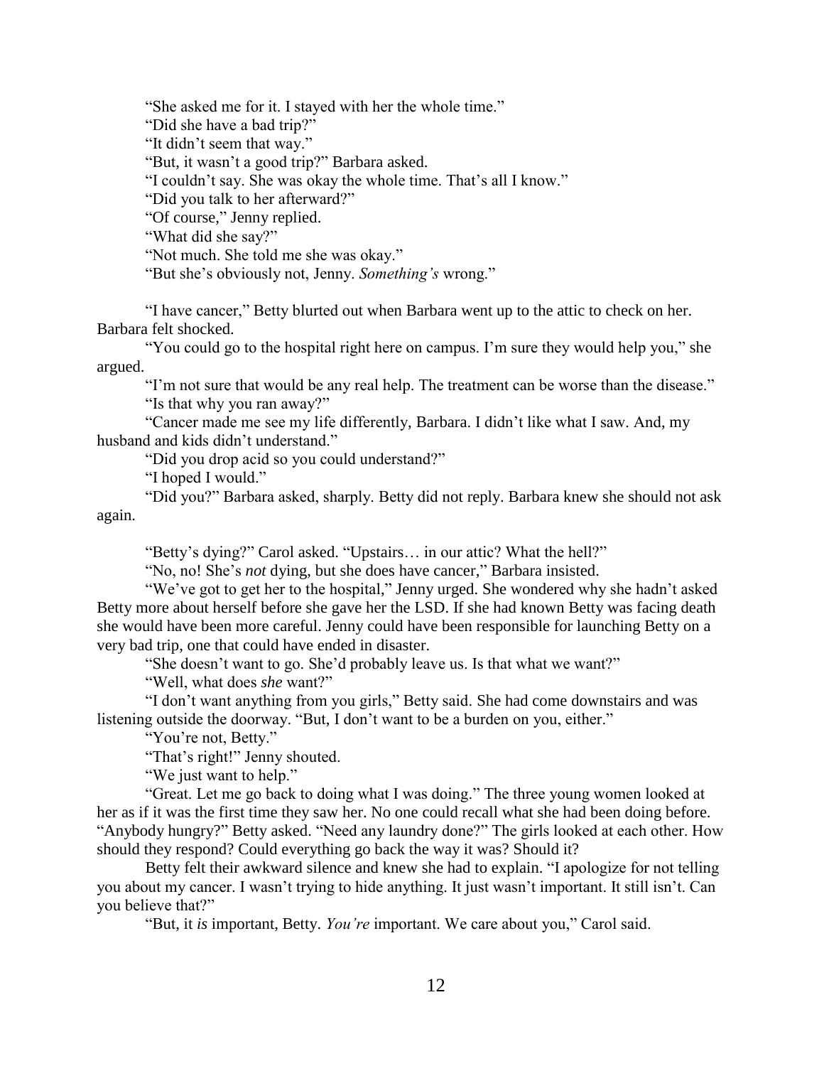"She asked me for it. I stayed with her the whole time."

"Did she have a bad trip?"

"It didn't seem that way."

"But, it wasn't a good trip?" Barbara asked.

"I couldn't say. She was okay the whole time. That's all I know."

"Did you talk to her afterward?"

"Of course," Jenny replied.

"What did she say?"

"Not much. She told me she was okay."

"But she's obviously not, Jenny. *Something's* wrong."

"I have cancer," Betty blurted out when Barbara went up to the attic to check on her. Barbara felt shocked.

"You could go to the hospital right here on campus. I'm sure they would help you," she argued.

"I'm not sure that would be any real help. The treatment can be worse than the disease."

"Is that why you ran away?"

"Cancer made me see my life differently, Barbara. I didn't like what I saw. And, my husband and kids didn't understand."

"Did you drop acid so you could understand?"

"I hoped I would."

"Did you?" Barbara asked, sharply. Betty did not reply. Barbara knew she should not ask again.

"Betty's dying?" Carol asked. "Upstairs… in our attic? What the hell?"

"No, no! She's *not* dying, but she does have cancer," Barbara insisted.

"We've got to get her to the hospital," Jenny urged. She wondered why she hadn't asked Betty more about herself before she gave her the LSD. If she had known Betty was facing death she would have been more careful. Jenny could have been responsible for launching Betty on a very bad trip, one that could have ended in disaster.

"She doesn't want to go. She'd probably leave us. Is that what we want?"

"Well, what does *she* want?"

"I don't want anything from you girls," Betty said. She had come downstairs and was listening outside the doorway. "But, I don't want to be a burden on you, either."

"You're not, Betty."

"That's right!" Jenny shouted.

"We just want to help."

"Great. Let me go back to doing what I was doing." The three young women looked at her as if it was the first time they saw her. No one could recall what she had been doing before. "Anybody hungry?" Betty asked. "Need any laundry done?" The girls looked at each other. How should they respond? Could everything go back the way it was? Should it?

Betty felt their awkward silence and knew she had to explain. "I apologize for not telling you about my cancer. I wasn't trying to hide anything. It just wasn't important. It still isn't. Can you believe that?"

"But, it *is* important, Betty. *You're* important. We care about you," Carol said.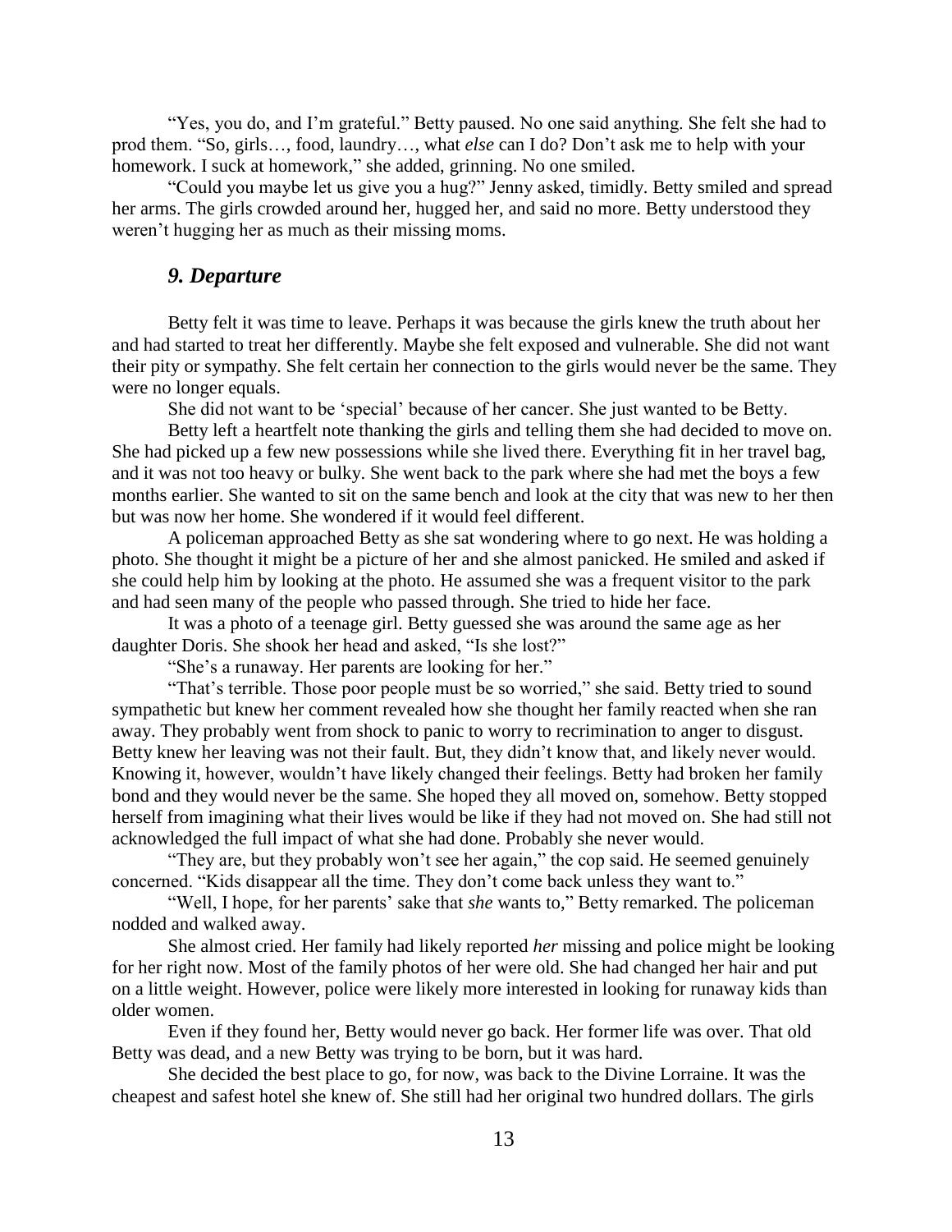"Yes, you do, and I'm grateful." Betty paused. No one said anything. She felt she had to prod them. "So, girls…, food, laundry…, what *else* can I do? Don't ask me to help with your homework. I suck at homework," she added, grinning. No one smiled.

"Could you maybe let us give you a hug?" Jenny asked, timidly. Betty smiled and spread her arms. The girls crowded around her, hugged her, and said no more. Betty understood they weren't hugging her as much as their missing moms.

### *9. Departure*

Betty felt it was time to leave. Perhaps it was because the girls knew the truth about her and had started to treat her differently. Maybe she felt exposed and vulnerable. She did not want their pity or sympathy. She felt certain her connection to the girls would never be the same. They were no longer equals.

She did not want to be 'special' because of her cancer. She just wanted to be Betty.

Betty left a heartfelt note thanking the girls and telling them she had decided to move on. She had picked up a few new possessions while she lived there. Everything fit in her travel bag, and it was not too heavy or bulky. She went back to the park where she had met the boys a few months earlier. She wanted to sit on the same bench and look at the city that was new to her then but was now her home. She wondered if it would feel different.

A policeman approached Betty as she sat wondering where to go next. He was holding a photo. She thought it might be a picture of her and she almost panicked. He smiled and asked if she could help him by looking at the photo. He assumed she was a frequent visitor to the park and had seen many of the people who passed through. She tried to hide her face.

It was a photo of a teenage girl. Betty guessed she was around the same age as her daughter Doris. She shook her head and asked, "Is she lost?"

"She's a runaway. Her parents are looking for her."

"That's terrible. Those poor people must be so worried," she said. Betty tried to sound sympathetic but knew her comment revealed how she thought her family reacted when she ran away. They probably went from shock to panic to worry to recrimination to anger to disgust. Betty knew her leaving was not their fault. But, they didn't know that, and likely never would. Knowing it, however, wouldn't have likely changed their feelings. Betty had broken her family bond and they would never be the same. She hoped they all moved on, somehow. Betty stopped herself from imagining what their lives would be like if they had not moved on. She had still not acknowledged the full impact of what she had done. Probably she never would.

"They are, but they probably won't see her again," the cop said. He seemed genuinely concerned. "Kids disappear all the time. They don't come back unless they want to."

"Well, I hope, for her parents' sake that *she* wants to," Betty remarked. The policeman nodded and walked away.

She almost cried. Her family had likely reported *her* missing and police might be looking for her right now. Most of the family photos of her were old. She had changed her hair and put on a little weight. However, police were likely more interested in looking for runaway kids than older women.

Even if they found her, Betty would never go back. Her former life was over. That old Betty was dead, and a new Betty was trying to be born, but it was hard.

She decided the best place to go, for now, was back to the Divine Lorraine. It was the cheapest and safest hotel she knew of. She still had her original two hundred dollars. The girls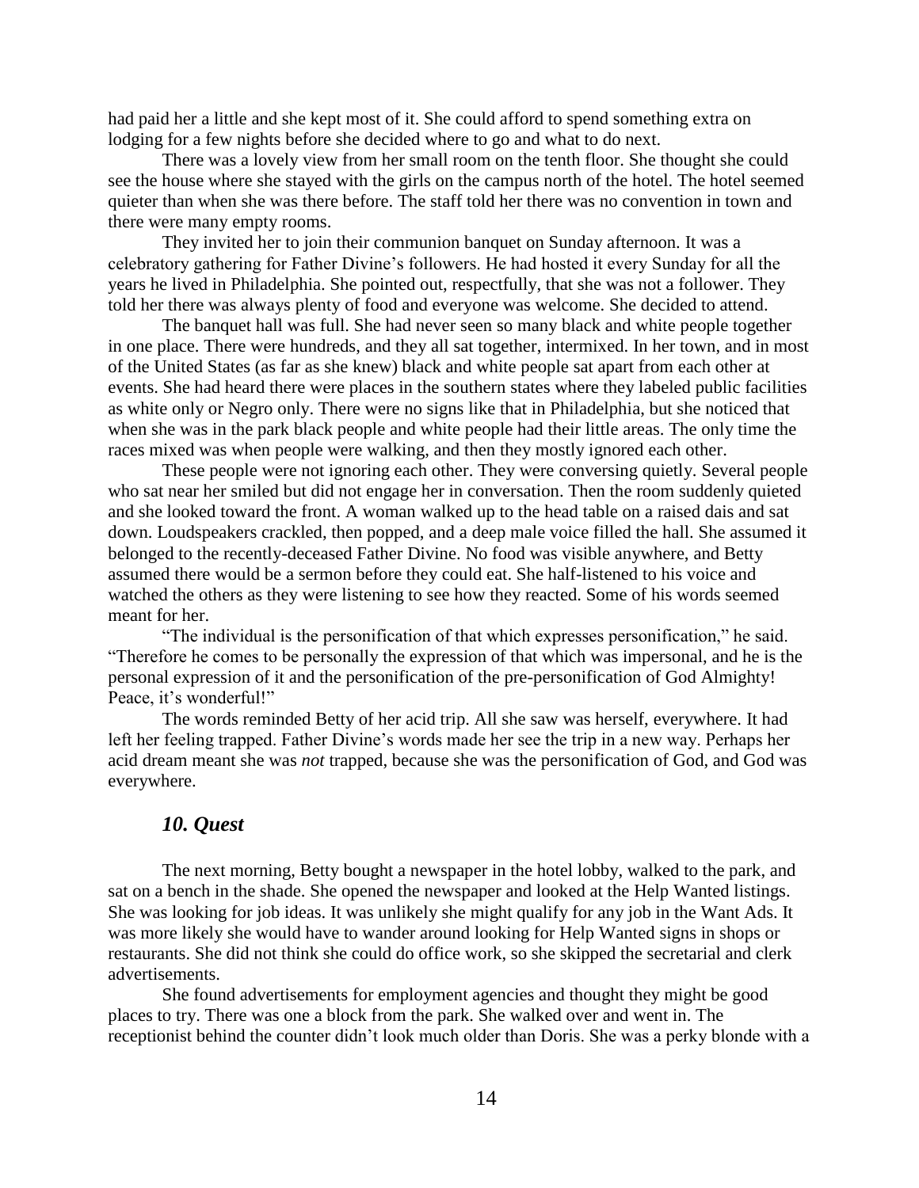had paid her a little and she kept most of it. She could afford to spend something extra on lodging for a few nights before she decided where to go and what to do next.

There was a lovely view from her small room on the tenth floor. She thought she could see the house where she stayed with the girls on the campus north of the hotel. The hotel seemed quieter than when she was there before. The staff told her there was no convention in town and there were many empty rooms.

They invited her to join their communion banquet on Sunday afternoon. It was a celebratory gathering for Father Divine's followers. He had hosted it every Sunday for all the years he lived in Philadelphia. She pointed out, respectfully, that she was not a follower. They told her there was always plenty of food and everyone was welcome. She decided to attend.

The banquet hall was full. She had never seen so many black and white people together in one place. There were hundreds, and they all sat together, intermixed. In her town, and in most of the United States (as far as she knew) black and white people sat apart from each other at events. She had heard there were places in the southern states where they labeled public facilities as white only or Negro only. There were no signs like that in Philadelphia, but she noticed that when she was in the park black people and white people had their little areas. The only time the races mixed was when people were walking, and then they mostly ignored each other.

These people were not ignoring each other. They were conversing quietly. Several people who sat near her smiled but did not engage her in conversation. Then the room suddenly quieted and she looked toward the front. A woman walked up to the head table on a raised dais and sat down. Loudspeakers crackled, then popped, and a deep male voice filled the hall. She assumed it belonged to the recently-deceased Father Divine. No food was visible anywhere, and Betty assumed there would be a sermon before they could eat. She half-listened to his voice and watched the others as they were listening to see how they reacted. Some of his words seemed meant for her.

"The individual is the personification of that which expresses personification," he said. "Therefore he comes to be personally the expression of that which was impersonal, and he is the personal expression of it and the personification of the pre-personification of God Almighty! Peace, it's wonderful!"

The words reminded Betty of her acid trip. All she saw was herself, everywhere. It had left her feeling trapped. Father Divine's words made her see the trip in a new way. Perhaps her acid dream meant she was *not* trapped, because she was the personification of God, and God was everywhere.

### *10. Quest*

The next morning, Betty bought a newspaper in the hotel lobby, walked to the park, and sat on a bench in the shade. She opened the newspaper and looked at the Help Wanted listings. She was looking for job ideas. It was unlikely she might qualify for any job in the Want Ads. It was more likely she would have to wander around looking for Help Wanted signs in shops or restaurants. She did not think she could do office work, so she skipped the secretarial and clerk advertisements.

She found advertisements for employment agencies and thought they might be good places to try. There was one a block from the park. She walked over and went in. The receptionist behind the counter didn't look much older than Doris. She was a perky blonde with a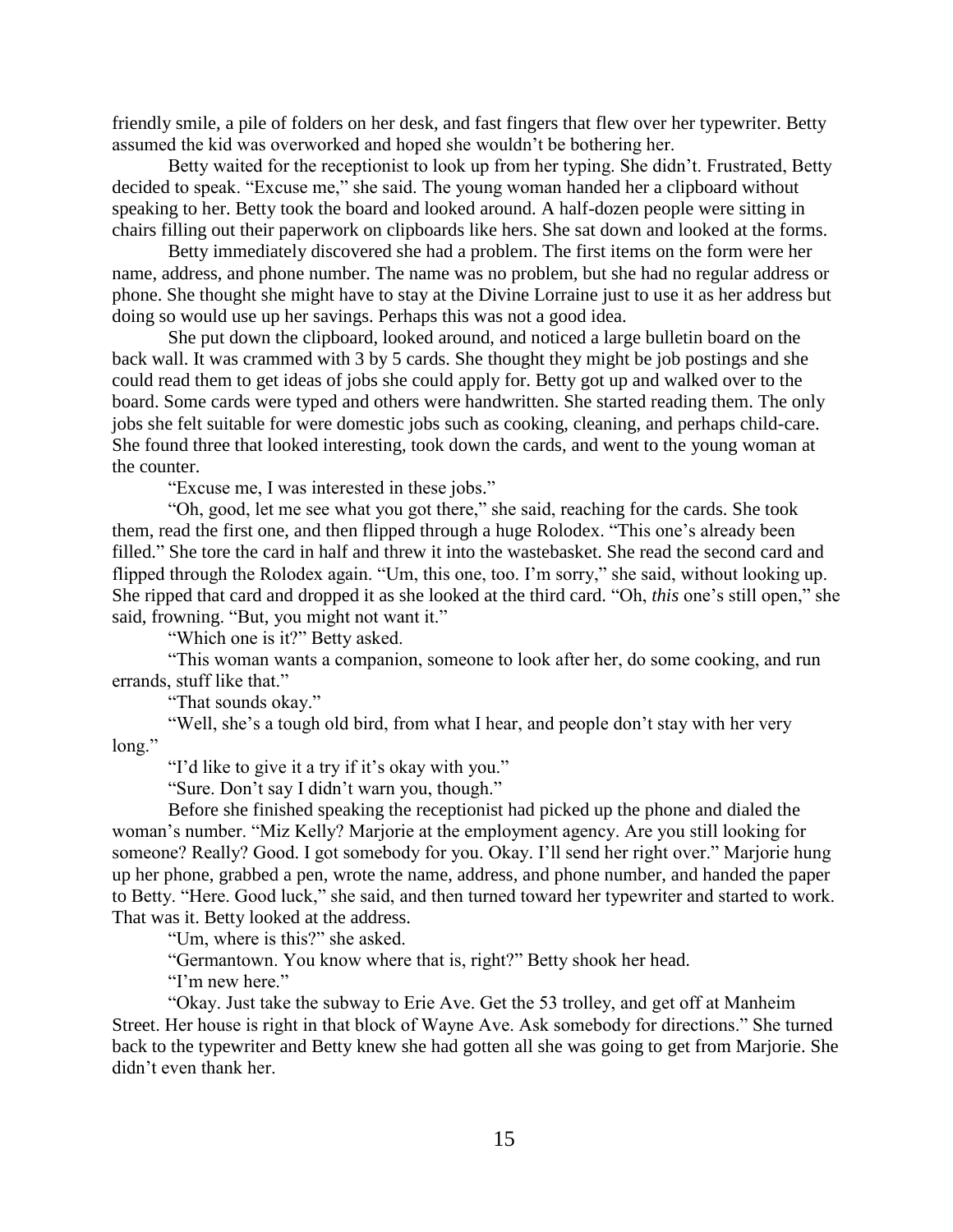friendly smile, a pile of folders on her desk, and fast fingers that flew over her typewriter. Betty assumed the kid was overworked and hoped she wouldn't be bothering her.

Betty waited for the receptionist to look up from her typing. She didn't. Frustrated, Betty decided to speak. "Excuse me," she said. The young woman handed her a clipboard without speaking to her. Betty took the board and looked around. A half-dozen people were sitting in chairs filling out their paperwork on clipboards like hers. She sat down and looked at the forms.

Betty immediately discovered she had a problem. The first items on the form were her name, address, and phone number. The name was no problem, but she had no regular address or phone. She thought she might have to stay at the Divine Lorraine just to use it as her address but doing so would use up her savings. Perhaps this was not a good idea.

She put down the clipboard, looked around, and noticed a large bulletin board on the back wall. It was crammed with 3 by 5 cards. She thought they might be job postings and she could read them to get ideas of jobs she could apply for. Betty got up and walked over to the board. Some cards were typed and others were handwritten. She started reading them. The only jobs she felt suitable for were domestic jobs such as cooking, cleaning, and perhaps child-care. She found three that looked interesting, took down the cards, and went to the young woman at the counter.

"Excuse me, I was interested in these jobs."

"Oh, good, let me see what you got there," she said, reaching for the cards. She took them, read the first one, and then flipped through a huge Rolodex. "This one's already been filled." She tore the card in half and threw it into the wastebasket. She read the second card and flipped through the Rolodex again. "Um, this one, too. I'm sorry," she said, without looking up. She ripped that card and dropped it as she looked at the third card. "Oh, *this* one's still open," she said, frowning. "But, you might not want it."

"Which one is it?" Betty asked.

"This woman wants a companion, someone to look after her, do some cooking, and run errands, stuff like that."

"That sounds okay."

"Well, she's a tough old bird, from what I hear, and people don't stay with her very long."

"I'd like to give it a try if it's okay with you."

"Sure. Don't say I didn't warn you, though."

Before she finished speaking the receptionist had picked up the phone and dialed the woman's number. "Miz Kelly? Marjorie at the employment agency. Are you still looking for someone? Really? Good. I got somebody for you. Okay. I'll send her right over." Marjorie hung up her phone, grabbed a pen, wrote the name, address, and phone number, and handed the paper to Betty. "Here. Good luck," she said, and then turned toward her typewriter and started to work. That was it. Betty looked at the address.

"Um, where is this?" she asked.

"Germantown. You know where that is, right?" Betty shook her head.

"I'm new here."

"Okay. Just take the subway to Erie Ave. Get the 53 trolley, and get off at Manheim Street. Her house is right in that block of Wayne Ave. Ask somebody for directions." She turned back to the typewriter and Betty knew she had gotten all she was going to get from Marjorie. She didn't even thank her.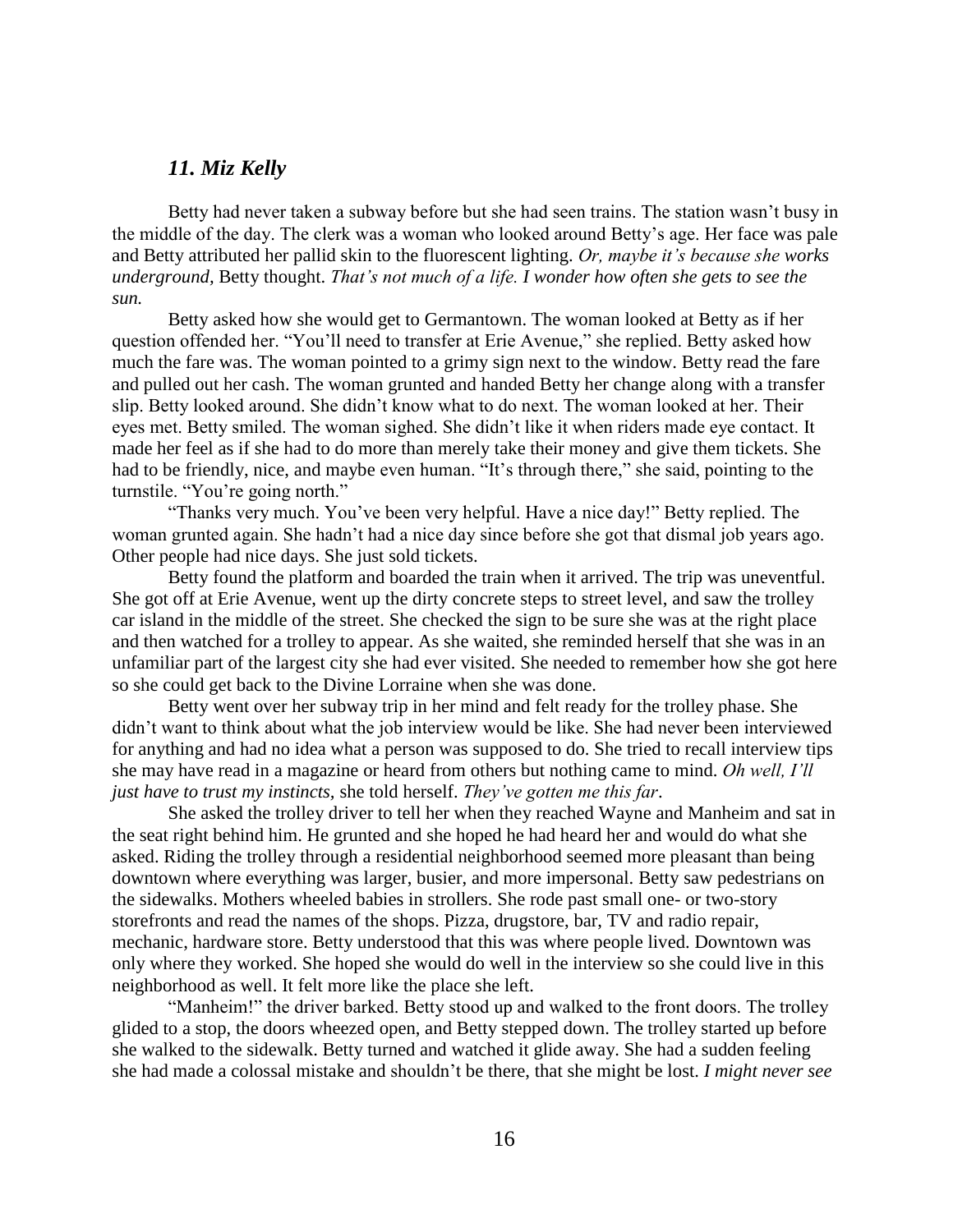### *11. Miz Kelly*

Betty had never taken a subway before but she had seen trains. The station wasn't busy in the middle of the day. The clerk was a woman who looked around Betty's age. Her face was pale and Betty attributed her pallid skin to the fluorescent lighting. *Or, maybe it's because she works underground,* Betty thought. *That's not much of a life. I wonder how often she gets to see the sun.*

Betty asked how she would get to Germantown. The woman looked at Betty as if her question offended her. "You'll need to transfer at Erie Avenue," she replied. Betty asked how much the fare was. The woman pointed to a grimy sign next to the window. Betty read the fare and pulled out her cash. The woman grunted and handed Betty her change along with a transfer slip. Betty looked around. She didn't know what to do next. The woman looked at her. Their eyes met. Betty smiled. The woman sighed. She didn't like it when riders made eye contact. It made her feel as if she had to do more than merely take their money and give them tickets. She had to be friendly, nice, and maybe even human. "It's through there," she said, pointing to the turnstile. "You're going north."

"Thanks very much. You've been very helpful. Have a nice day!" Betty replied. The woman grunted again. She hadn't had a nice day since before she got that dismal job years ago. Other people had nice days. She just sold tickets.

Betty found the platform and boarded the train when it arrived. The trip was uneventful. She got off at Erie Avenue, went up the dirty concrete steps to street level, and saw the trolley car island in the middle of the street. She checked the sign to be sure she was at the right place and then watched for a trolley to appear. As she waited, she reminded herself that she was in an unfamiliar part of the largest city she had ever visited. She needed to remember how she got here so she could get back to the Divine Lorraine when she was done.

Betty went over her subway trip in her mind and felt ready for the trolley phase. She didn't want to think about what the job interview would be like. She had never been interviewed for anything and had no idea what a person was supposed to do. She tried to recall interview tips she may have read in a magazine or heard from others but nothing came to mind. *Oh well, I'll just have to trust my instincts,* she told herself. *They've gotten me this far*.

She asked the trolley driver to tell her when they reached Wayne and Manheim and sat in the seat right behind him. He grunted and she hoped he had heard her and would do what she asked. Riding the trolley through a residential neighborhood seemed more pleasant than being downtown where everything was larger, busier, and more impersonal. Betty saw pedestrians on the sidewalks. Mothers wheeled babies in strollers. She rode past small one- or two-story storefronts and read the names of the shops. Pizza, drugstore, bar, TV and radio repair, mechanic, hardware store. Betty understood that this was where people lived. Downtown was only where they worked. She hoped she would do well in the interview so she could live in this neighborhood as well. It felt more like the place she left.

"Manheim!" the driver barked. Betty stood up and walked to the front doors. The trolley glided to a stop, the doors wheezed open, and Betty stepped down. The trolley started up before she walked to the sidewalk. Betty turned and watched it glide away. She had a sudden feeling she had made a colossal mistake and shouldn't be there, that she might be lost. *I might never see*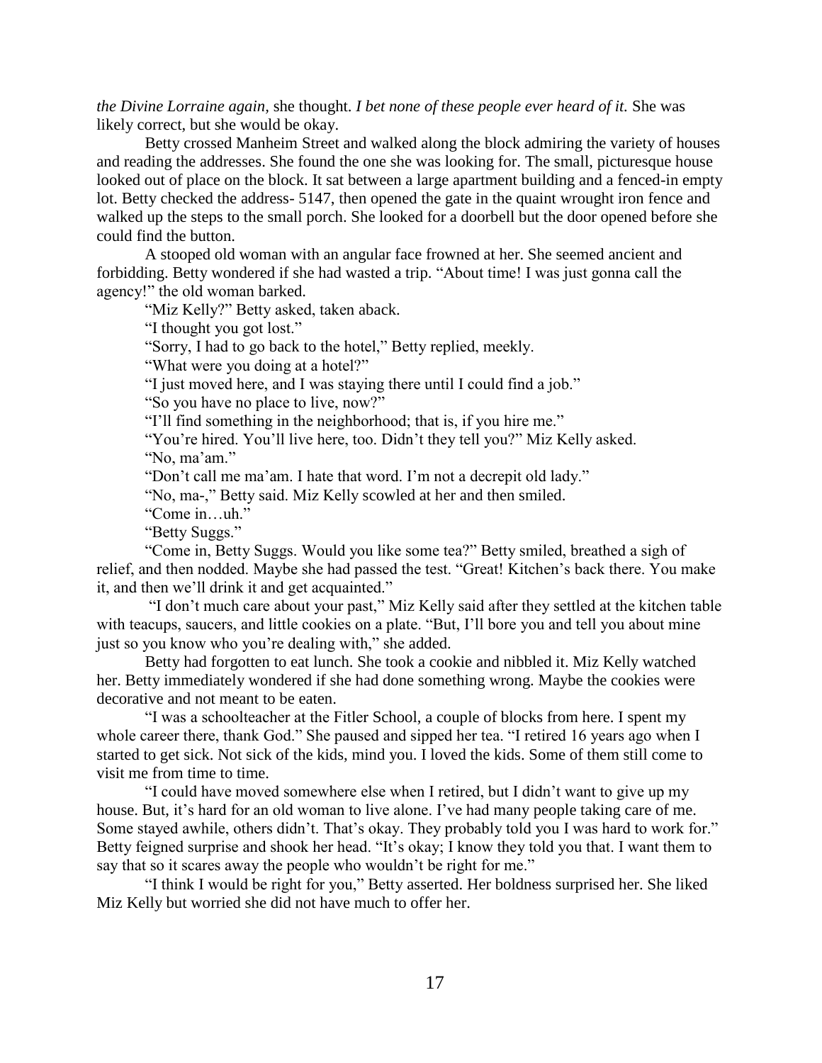*the Divine Lorraine again,* she thought. *I bet none of these people ever heard of it.* She was likely correct, but she would be okay.

Betty crossed Manheim Street and walked along the block admiring the variety of houses and reading the addresses. She found the one she was looking for. The small, picturesque house looked out of place on the block. It sat between a large apartment building and a fenced-in empty lot. Betty checked the address- 5147, then opened the gate in the quaint wrought iron fence and walked up the steps to the small porch. She looked for a doorbell but the door opened before she could find the button.

A stooped old woman with an angular face frowned at her. She seemed ancient and forbidding. Betty wondered if she had wasted a trip. "About time! I was just gonna call the agency!" the old woman barked.

"Miz Kelly?" Betty asked, taken aback.

"I thought you got lost."

"Sorry, I had to go back to the hotel," Betty replied, meekly.

"What were you doing at a hotel?"

"I just moved here, and I was staying there until I could find a job."

"So you have no place to live, now?"

"I'll find something in the neighborhood; that is, if you hire me."

"You're hired. You'll live here, too. Didn't they tell you?" Miz Kelly asked.

"No, ma'am."

"Don't call me ma'am. I hate that word. I'm not a decrepit old lady."

"No, ma-," Betty said. Miz Kelly scowled at her and then smiled.

"Come in…uh."

"Betty Suggs."

"Come in, Betty Suggs. Would you like some tea?" Betty smiled, breathed a sigh of relief, and then nodded. Maybe she had passed the test. "Great! Kitchen's back there. You make it, and then we'll drink it and get acquainted."

"I don't much care about your past," Miz Kelly said after they settled at the kitchen table with teacups, saucers, and little cookies on a plate. "But, I'll bore you and tell you about mine just so you know who you're dealing with," she added.

Betty had forgotten to eat lunch. She took a cookie and nibbled it. Miz Kelly watched her. Betty immediately wondered if she had done something wrong. Maybe the cookies were decorative and not meant to be eaten.

"I was a schoolteacher at the Fitler School, a couple of blocks from here. I spent my whole career there, thank God." She paused and sipped her tea. "I retired 16 years ago when I started to get sick. Not sick of the kids, mind you. I loved the kids. Some of them still come to visit me from time to time.

"I could have moved somewhere else when I retired, but I didn't want to give up my house. But, it's hard for an old woman to live alone. I've had many people taking care of me. Some stayed awhile, others didn't. That's okay. They probably told you I was hard to work for." Betty feigned surprise and shook her head. "It's okay; I know they told you that. I want them to say that so it scares away the people who wouldn't be right for me."

"I think I would be right for you," Betty asserted. Her boldness surprised her. She liked Miz Kelly but worried she did not have much to offer her.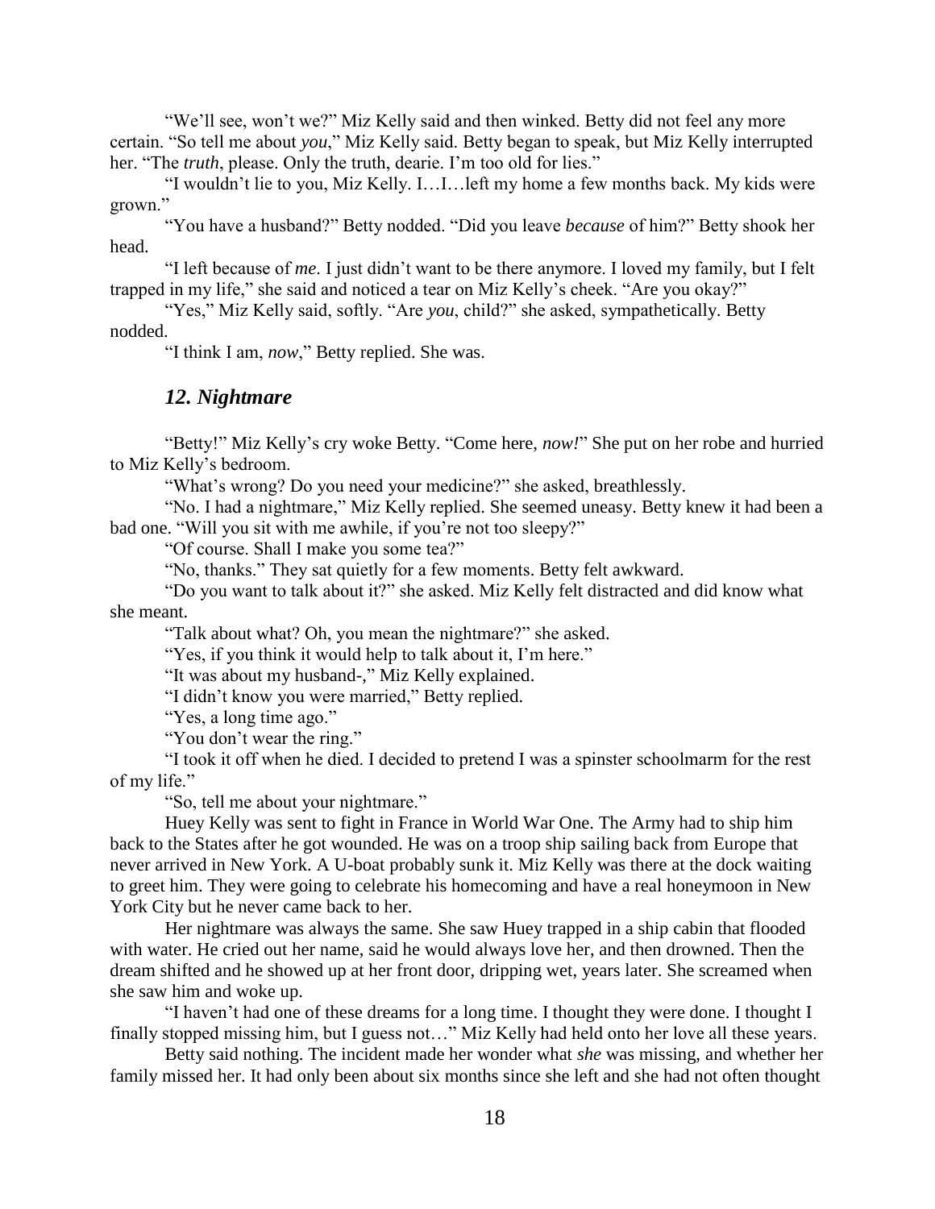"We'll see, won't we?" Miz Kelly said and then winked. Betty did not feel any more certain. "So tell me about *you*," Miz Kelly said. Betty began to speak, but Miz Kelly interrupted her. "The *truth*, please. Only the truth, dearie. I'm too old for lies."

"I wouldn't lie to you, Miz Kelly. I…I…left my home a few months back. My kids were grown."

"You have a husband?" Betty nodded. "Did you leave *because* of him?" Betty shook her head.

"I left because of *me*. I just didn't want to be there anymore. I loved my family, but I felt trapped in my life," she said and noticed a tear on Miz Kelly's cheek. "Are you okay?"

"Yes," Miz Kelly said, softly. "Are *you*, child?" she asked, sympathetically. Betty nodded.

"I think I am, *now*," Betty replied. She was.

### *12. Nightmare*

"Betty!" Miz Kelly's cry woke Betty. "Come here, *now!*" She put on her robe and hurried to Miz Kelly's bedroom.

"What's wrong? Do you need your medicine?" she asked, breathlessly.

"No. I had a nightmare," Miz Kelly replied. She seemed uneasy. Betty knew it had been a bad one. "Will you sit with me awhile, if you're not too sleepy?"

"Of course. Shall I make you some tea?"

"No, thanks." They sat quietly for a few moments. Betty felt awkward.

"Do you want to talk about it?" she asked. Miz Kelly felt distracted and did know what she meant.

"Talk about what? Oh, you mean the nightmare?" she asked.

"Yes, if you think it would help to talk about it, I'm here."

"It was about my husband-," Miz Kelly explained.

"I didn't know you were married," Betty replied.

"Yes, a long time ago."

"You don't wear the ring."

"I took it off when he died. I decided to pretend I was a spinster schoolmarm for the rest of my life."

"So, tell me about your nightmare."

Huey Kelly was sent to fight in France in World War One. The Army had to ship him back to the States after he got wounded. He was on a troop ship sailing back from Europe that never arrived in New York. A U-boat probably sunk it. Miz Kelly was there at the dock waiting to greet him. They were going to celebrate his homecoming and have a real honeymoon in New York City but he never came back to her.

Her nightmare was always the same. She saw Huey trapped in a ship cabin that flooded with water. He cried out her name, said he would always love her, and then drowned. Then the dream shifted and he showed up at her front door, dripping wet, years later. She screamed when she saw him and woke up.

"I haven't had one of these dreams for a long time. I thought they were done. I thought I finally stopped missing him, but I guess not…" Miz Kelly had held onto her love all these years.

Betty said nothing. The incident made her wonder what *she* was missing, and whether her family missed her. It had only been about six months since she left and she had not often thought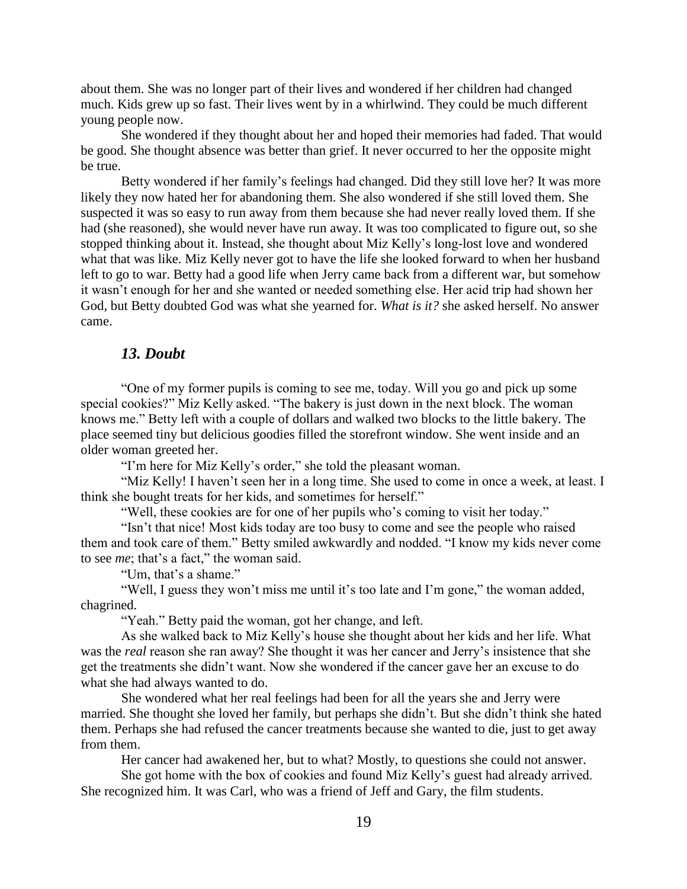about them. She was no longer part of their lives and wondered if her children had changed much. Kids grew up so fast. Their lives went by in a whirlwind. They could be much different young people now.

She wondered if they thought about her and hoped their memories had faded. That would be good. She thought absence was better than grief. It never occurred to her the opposite might be true.

Betty wondered if her family's feelings had changed. Did they still love her? It was more likely they now hated her for abandoning them. She also wondered if she still loved them. She suspected it was so easy to run away from them because she had never really loved them. If she had (she reasoned), she would never have run away. It was too complicated to figure out, so she stopped thinking about it. Instead, she thought about Miz Kelly's long-lost love and wondered what that was like. Miz Kelly never got to have the life she looked forward to when her husband left to go to war. Betty had a good life when Jerry came back from a different war, but somehow it wasn't enough for her and she wanted or needed something else. Her acid trip had shown her God, but Betty doubted God was what she yearned for. *What is it?* she asked herself. No answer came.

### *13. Doubt*

"One of my former pupils is coming to see me, today. Will you go and pick up some special cookies?" Miz Kelly asked. "The bakery is just down in the next block. The woman knows me." Betty left with a couple of dollars and walked two blocks to the little bakery. The place seemed tiny but delicious goodies filled the storefront window. She went inside and an older woman greeted her.

"I'm here for Miz Kelly's order," she told the pleasant woman.

"Miz Kelly! I haven't seen her in a long time. She used to come in once a week, at least. I think she bought treats for her kids, and sometimes for herself."

"Well, these cookies are for one of her pupils who's coming to visit her today."

"Isn't that nice! Most kids today are too busy to come and see the people who raised them and took care of them." Betty smiled awkwardly and nodded. "I know my kids never come to see *me*; that's a fact," the woman said.

"Um, that's a shame."

"Well, I guess they won't miss me until it's too late and I'm gone," the woman added, chagrined.

"Yeah." Betty paid the woman, got her change, and left.

As she walked back to Miz Kelly's house she thought about her kids and her life. What was the *real* reason she ran away? She thought it was her cancer and Jerry's insistence that she get the treatments she didn't want. Now she wondered if the cancer gave her an excuse to do what she had always wanted to do.

She wondered what her real feelings had been for all the years she and Jerry were married. She thought she loved her family, but perhaps she didn't. But she didn't think she hated them. Perhaps she had refused the cancer treatments because she wanted to die, just to get away from them.

Her cancer had awakened her, but to what? Mostly, to questions she could not answer.

She got home with the box of cookies and found Miz Kelly's guest had already arrived. She recognized him. It was Carl, who was a friend of Jeff and Gary, the film students.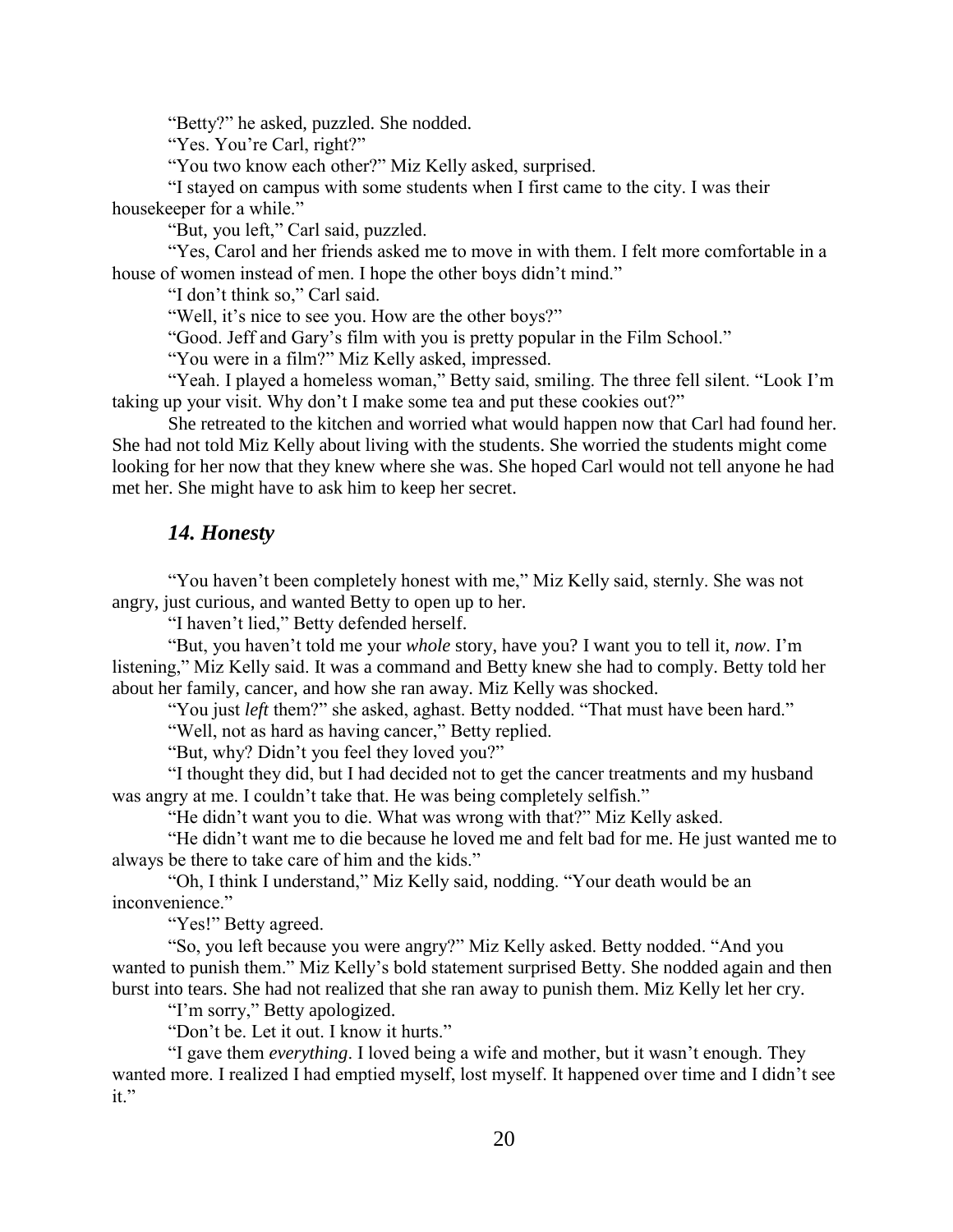"Betty?" he asked, puzzled. She nodded.

"Yes. You're Carl, right?"

"You two know each other?" Miz Kelly asked, surprised.

"I stayed on campus with some students when I first came to the city. I was their housekeeper for a while."

"But, you left," Carl said, puzzled.

"Yes, Carol and her friends asked me to move in with them. I felt more comfortable in a house of women instead of men. I hope the other boys didn't mind."

"I don't think so," Carl said.

"Well, it's nice to see you. How are the other boys?"

"Good. Jeff and Gary's film with you is pretty popular in the Film School."

"You were in a film?" Miz Kelly asked, impressed.

"Yeah. I played a homeless woman," Betty said, smiling. The three fell silent. "Look I'm taking up your visit. Why don't I make some tea and put these cookies out?"

She retreated to the kitchen and worried what would happen now that Carl had found her. She had not told Miz Kelly about living with the students. She worried the students might come looking for her now that they knew where she was. She hoped Carl would not tell anyone he had met her. She might have to ask him to keep her secret.

### *14. Honesty*

"You haven't been completely honest with me," Miz Kelly said, sternly. She was not angry, just curious, and wanted Betty to open up to her.

"I haven't lied," Betty defended herself.

"But, you haven't told me your *whole* story, have you? I want you to tell it, *now*. I'm listening," Miz Kelly said. It was a command and Betty knew she had to comply. Betty told her about her family, cancer, and how she ran away. Miz Kelly was shocked.

"You just *left* them?" she asked, aghast. Betty nodded. "That must have been hard."

"Well, not as hard as having cancer," Betty replied.

"But, why? Didn't you feel they loved you?"

"I thought they did, but I had decided not to get the cancer treatments and my husband was angry at me. I couldn't take that. He was being completely selfish."

"He didn't want you to die. What was wrong with that?" Miz Kelly asked.

"He didn't want me to die because he loved me and felt bad for me. He just wanted me to always be there to take care of him and the kids."

"Oh, I think I understand," Miz Kelly said, nodding. "Your death would be an inconvenience."

"Yes!" Betty agreed.

"So, you left because you were angry?" Miz Kelly asked. Betty nodded. "And you wanted to punish them." Miz Kelly's bold statement surprised Betty. She nodded again and then burst into tears. She had not realized that she ran away to punish them. Miz Kelly let her cry.

"I'm sorry," Betty apologized.

"Don't be. Let it out. I know it hurts."

"I gave them *everything*. I loved being a wife and mother, but it wasn't enough. They wanted more. I realized I had emptied myself, lost myself. It happened over time and I didn't see it."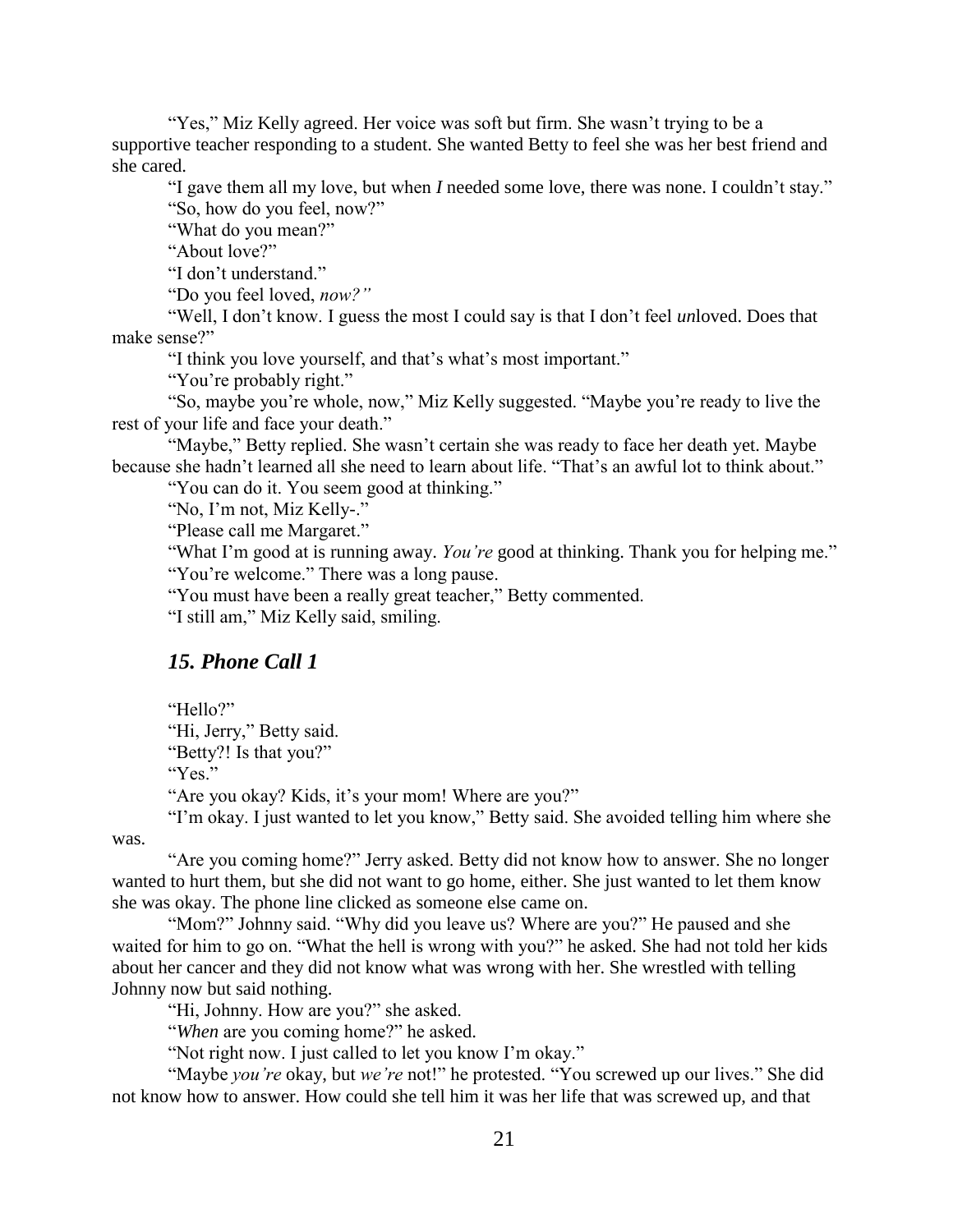"Yes," Miz Kelly agreed. Her voice was soft but firm. She wasn't trying to be a supportive teacher responding to a student. She wanted Betty to feel she was her best friend and she cared.

"I gave them all my love, but when *I* needed some love, there was none. I couldn't stay."

"So, how do you feel, now?"

"What do you mean?"

"About love?"

"I don't understand."

"Do you feel loved, *now?"*

"Well, I don't know. I guess the most I could say is that I don't feel *un*loved. Does that make sense?"

"I think you love yourself, and that's what's most important."

"You're probably right."

"So, maybe you're whole, now," Miz Kelly suggested. "Maybe you're ready to live the rest of your life and face your death."

"Maybe," Betty replied. She wasn't certain she was ready to face her death yet. Maybe because she hadn't learned all she need to learn about life. "That's an awful lot to think about."

"You can do it. You seem good at thinking."

"No, I'm not, Miz Kelly-."

"Please call me Margaret."

"What I'm good at is running away. *You're* good at thinking. Thank you for helping me."

"You're welcome." There was a long pause.

"You must have been a really great teacher," Betty commented.

"I still am," Miz Kelly said, smiling.

## *15. Phone Call 1*

"Hello?"

"Hi, Jerry," Betty said.

"Betty?! Is that you?"

"Yes."

"Are you okay? Kids, it's your mom! Where are you?"

"I'm okay. I just wanted to let you know," Betty said. She avoided telling him where she was.

"Are you coming home?" Jerry asked. Betty did not know how to answer. She no longer wanted to hurt them, but she did not want to go home, either. She just wanted to let them know she was okay. The phone line clicked as someone else came on.

"Mom?" Johnny said. "Why did you leave us? Where are you?" He paused and she waited for him to go on. "What the hell is wrong with you?" he asked. She had not told her kids about her cancer and they did not know what was wrong with her. She wrestled with telling Johnny now but said nothing.

"Hi, Johnny. How are you?" she asked.

"*When* are you coming home?" he asked.

"Not right now. I just called to let you know I'm okay."

"Maybe *you're* okay, but *we're* not!" he protested. "You screwed up our lives." She did not know how to answer. How could she tell him it was her life that was screwed up, and that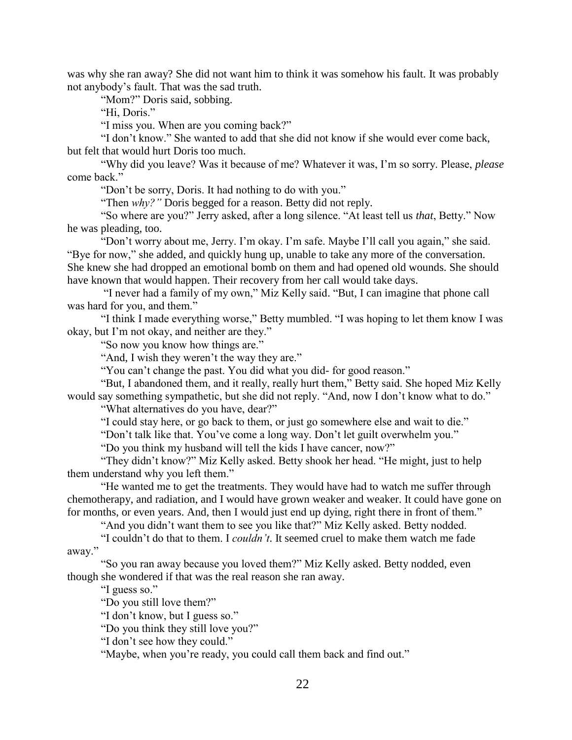was why she ran away? She did not want him to think it was somehow his fault. It was probably not anybody's fault. That was the sad truth.

"Mom?" Doris said, sobbing.

"Hi, Doris."

"I miss you. When are you coming back?"

"I don't know." She wanted to add that she did not know if she would ever come back, but felt that would hurt Doris too much.

"Why did you leave? Was it because of me? Whatever it was, I'm so sorry. Please, *please* come back."

"Don't be sorry, Doris. It had nothing to do with you."

"Then *why?"* Doris begged for a reason. Betty did not reply.

"So where are you?" Jerry asked, after a long silence. "At least tell us *that*, Betty." Now he was pleading, too.

"Don't worry about me, Jerry. I'm okay. I'm safe. Maybe I'll call you again," she said. "Bye for now," she added, and quickly hung up, unable to take any more of the conversation. She knew she had dropped an emotional bomb on them and had opened old wounds. She should have known that would happen. Their recovery from her call would take days.

"I never had a family of my own," Miz Kelly said. "But, I can imagine that phone call was hard for you, and them."

"I think I made everything worse," Betty mumbled. "I was hoping to let them know I was okay, but I'm not okay, and neither are they."

"So now you know how things are."

"And, I wish they weren't the way they are."

"You can't change the past. You did what you did- for good reason."

"But, I abandoned them, and it really, really hurt them," Betty said. She hoped Miz Kelly would say something sympathetic, but she did not reply. "And, now I don't know what to do."

"What alternatives do you have, dear?"

"I could stay here, or go back to them, or just go somewhere else and wait to die."

"Don't talk like that. You've come a long way. Don't let guilt overwhelm you."

"Do you think my husband will tell the kids I have cancer, now?"

"They didn't know?" Miz Kelly asked. Betty shook her head. "He might, just to help them understand why you left them."

"He wanted me to get the treatments. They would have had to watch me suffer through chemotherapy, and radiation, and I would have grown weaker and weaker. It could have gone on for months, or even years. And, then I would just end up dying, right there in front of them."

"And you didn't want them to see you like that?" Miz Kelly asked. Betty nodded.

"I couldn't do that to them. I *couldn't*. It seemed cruel to make them watch me fade away."

"So you ran away because you loved them?" Miz Kelly asked. Betty nodded, even though she wondered if that was the real reason she ran away.

"I guess so."

"Do you still love them?"

"I don't know, but I guess so."

"Do you think they still love you?"

"I don't see how they could."

"Maybe, when you're ready, you could call them back and find out."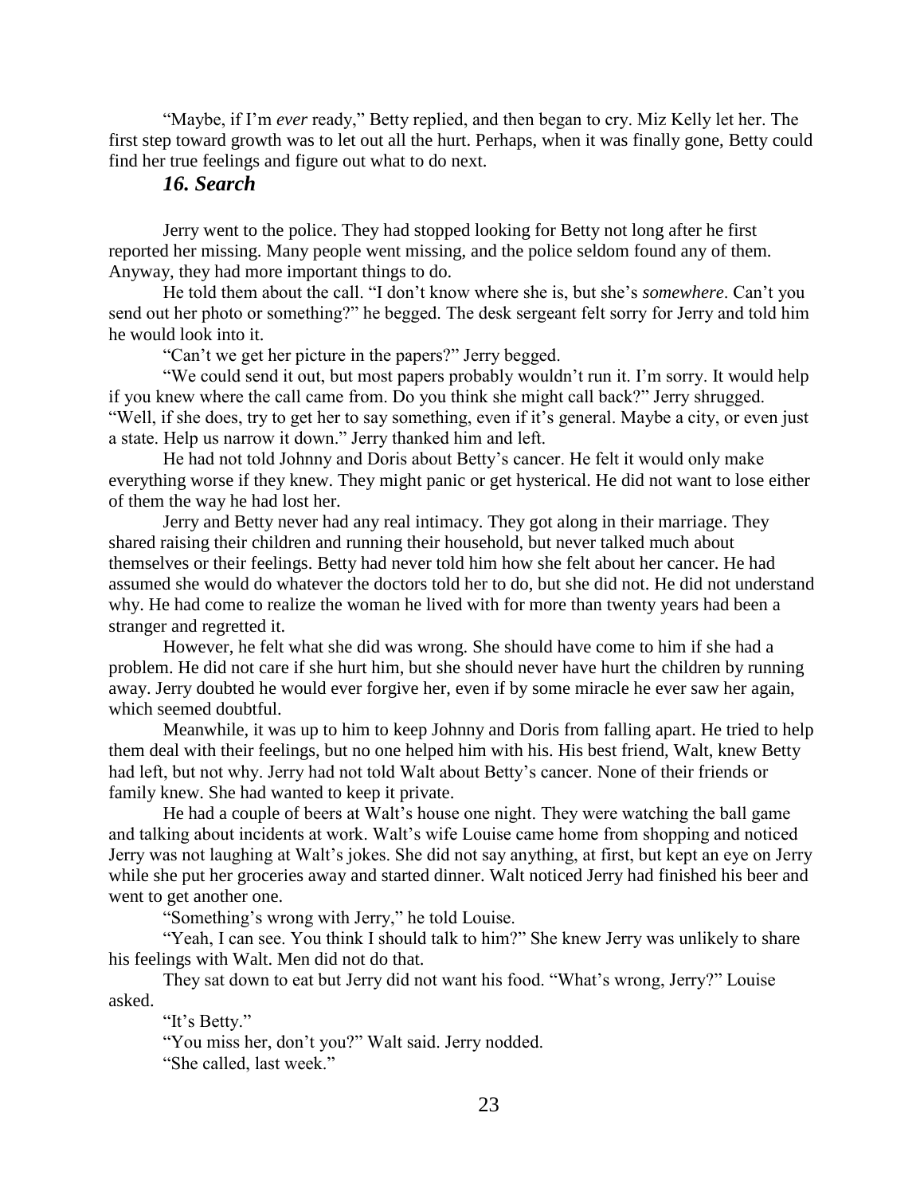"Maybe, if I'm *ever* ready," Betty replied, and then began to cry. Miz Kelly let her. The first step toward growth was to let out all the hurt. Perhaps, when it was finally gone, Betty could find her true feelings and figure out what to do next.

### *16. Search*

Jerry went to the police. They had stopped looking for Betty not long after he first reported her missing. Many people went missing, and the police seldom found any of them. Anyway, they had more important things to do.

He told them about the call. "I don't know where she is, but she's *somewhere*. Can't you send out her photo or something?" he begged. The desk sergeant felt sorry for Jerry and told him he would look into it.

"Can't we get her picture in the papers?" Jerry begged.

"We could send it out, but most papers probably wouldn't run it. I'm sorry. It would help if you knew where the call came from. Do you think she might call back?" Jerry shrugged. "Well, if she does, try to get her to say something, even if it's general. Maybe a city, or even just a state. Help us narrow it down." Jerry thanked him and left.

He had not told Johnny and Doris about Betty's cancer. He felt it would only make everything worse if they knew. They might panic or get hysterical. He did not want to lose either of them the way he had lost her.

Jerry and Betty never had any real intimacy. They got along in their marriage. They shared raising their children and running their household, but never talked much about themselves or their feelings. Betty had never told him how she felt about her cancer. He had assumed she would do whatever the doctors told her to do, but she did not. He did not understand why. He had come to realize the woman he lived with for more than twenty years had been a stranger and regretted it.

However, he felt what she did was wrong. She should have come to him if she had a problem. He did not care if she hurt him, but she should never have hurt the children by running away. Jerry doubted he would ever forgive her, even if by some miracle he ever saw her again, which seemed doubtful.

Meanwhile, it was up to him to keep Johnny and Doris from falling apart. He tried to help them deal with their feelings, but no one helped him with his. His best friend, Walt, knew Betty had left, but not why. Jerry had not told Walt about Betty's cancer. None of their friends or family knew. She had wanted to keep it private.

He had a couple of beers at Walt's house one night. They were watching the ball game and talking about incidents at work. Walt's wife Louise came home from shopping and noticed Jerry was not laughing at Walt's jokes. She did not say anything, at first, but kept an eye on Jerry while she put her groceries away and started dinner. Walt noticed Jerry had finished his beer and went to get another one.

"Something's wrong with Jerry," he told Louise.

"Yeah, I can see. You think I should talk to him?" She knew Jerry was unlikely to share his feelings with Walt. Men did not do that.

They sat down to eat but Jerry did not want his food. "What's wrong, Jerry?" Louise asked.

"It's Betty."

"You miss her, don't you?" Walt said. Jerry nodded.

"She called, last week."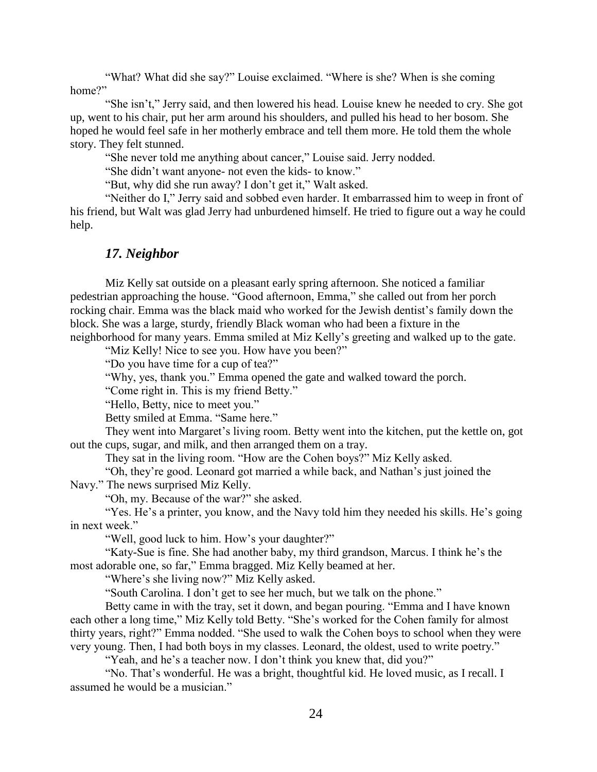"What? What did she say?" Louise exclaimed. "Where is she? When is she coming home?"

"She isn't," Jerry said, and then lowered his head. Louise knew he needed to cry. She got up, went to his chair, put her arm around his shoulders, and pulled his head to her bosom. She hoped he would feel safe in her motherly embrace and tell them more. He told them the whole story. They felt stunned.

"She never told me anything about cancer," Louise said. Jerry nodded.

"She didn't want anyone- not even the kids- to know."

"But, why did she run away? I don't get it," Walt asked.

"Neither do I," Jerry said and sobbed even harder. It embarrassed him to weep in front of his friend, but Walt was glad Jerry had unburdened himself. He tried to figure out a way he could help.

### *17. Neighbor*

Miz Kelly sat outside on a pleasant early spring afternoon. She noticed a familiar pedestrian approaching the house. "Good afternoon, Emma," she called out from her porch rocking chair. Emma was the black maid who worked for the Jewish dentist's family down the block. She was a large, sturdy, friendly Black woman who had been a fixture in the neighborhood for many years. Emma smiled at Miz Kelly's greeting and walked up to the gate.

"Miz Kelly! Nice to see you. How have you been?"

"Do you have time for a cup of tea?"

"Why, yes, thank you." Emma opened the gate and walked toward the porch.

"Come right in. This is my friend Betty."

"Hello, Betty, nice to meet you."

Betty smiled at Emma. "Same here."

They went into Margaret's living room. Betty went into the kitchen, put the kettle on, got out the cups, sugar, and milk, and then arranged them on a tray.

They sat in the living room. "How are the Cohen boys?" Miz Kelly asked.

"Oh, they're good. Leonard got married a while back, and Nathan's just joined the Navy." The news surprised Miz Kelly.

"Oh, my. Because of the war?" she asked.

"Yes. He's a printer, you know, and the Navy told him they needed his skills. He's going in next week."

"Well, good luck to him. How's your daughter?"

"Katy-Sue is fine. She had another baby, my third grandson, Marcus. I think he's the most adorable one, so far," Emma bragged. Miz Kelly beamed at her.

"Where's she living now?" Miz Kelly asked.

"South Carolina. I don't get to see her much, but we talk on the phone."

Betty came in with the tray, set it down, and began pouring. "Emma and I have known each other a long time," Miz Kelly told Betty. "She's worked for the Cohen family for almost thirty years, right?" Emma nodded. "She used to walk the Cohen boys to school when they were very young. Then, I had both boys in my classes. Leonard, the oldest, used to write poetry."

"Yeah, and he's a teacher now. I don't think you knew that, did you?"

"No. That's wonderful. He was a bright, thoughtful kid. He loved music, as I recall. I assumed he would be a musician."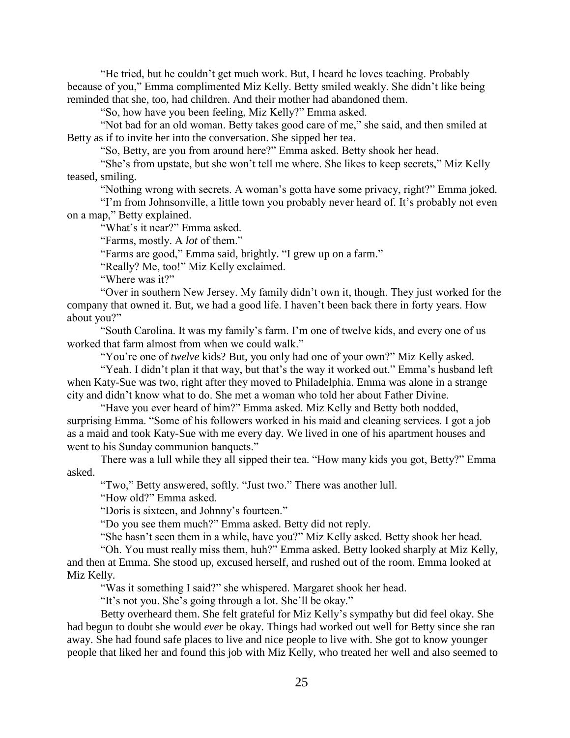"He tried, but he couldn't get much work. But, I heard he loves teaching. Probably because of you," Emma complimented Miz Kelly. Betty smiled weakly. She didn't like being reminded that she, too, had children. And their mother had abandoned them.

"So, how have you been feeling, Miz Kelly?" Emma asked.

"Not bad for an old woman. Betty takes good care of me," she said, and then smiled at Betty as if to invite her into the conversation. She sipped her tea.

"So, Betty, are you from around here?" Emma asked. Betty shook her head.

"She's from upstate, but she won't tell me where. She likes to keep secrets," Miz Kelly teased, smiling.

"Nothing wrong with secrets. A woman's gotta have some privacy, right?" Emma joked.

"I'm from Johnsonville, a little town you probably never heard of. It's probably not even on a map," Betty explained.

"What's it near?" Emma asked.

"Farms, mostly. A *lot* of them."

"Farms are good," Emma said, brightly. "I grew up on a farm."

"Really? Me, too!" Miz Kelly exclaimed.

"Where was it?"

"Over in southern New Jersey. My family didn't own it, though. They just worked for the company that owned it. But, we had a good life. I haven't been back there in forty years. How about you?"

"South Carolina. It was my family's farm. I'm one of twelve kids, and every one of us worked that farm almost from when we could walk."

"You're one of *twelve* kids? But, you only had one of your own?" Miz Kelly asked.

"Yeah. I didn't plan it that way, but that's the way it worked out." Emma's husband left when Katy-Sue was two, right after they moved to Philadelphia. Emma was alone in a strange city and didn't know what to do. She met a woman who told her about Father Divine.

"Have you ever heard of him?" Emma asked. Miz Kelly and Betty both nodded, surprising Emma. "Some of his followers worked in his maid and cleaning services. I got a job as a maid and took Katy-Sue with me every day. We lived in one of his apartment houses and went to his Sunday communion banquets."

There was a lull while they all sipped their tea. "How many kids you got, Betty?" Emma asked.

"Two," Betty answered, softly. "Just two." There was another lull.

"How old?" Emma asked.

"Doris is sixteen, and Johnny's fourteen."

"Do you see them much?" Emma asked. Betty did not reply.

"She hasn't seen them in a while, have you?" Miz Kelly asked. Betty shook her head.

"Oh. You must really miss them, huh?" Emma asked. Betty looked sharply at Miz Kelly, and then at Emma. She stood up, excused herself, and rushed out of the room. Emma looked at Miz Kelly.

"Was it something I said?" she whispered. Margaret shook her head.

"It's not you. She's going through a lot. She'll be okay."

Betty overheard them. She felt grateful for Miz Kelly's sympathy but did feel okay. She had begun to doubt she would *ever* be okay. Things had worked out well for Betty since she ran away. She had found safe places to live and nice people to live with. She got to know younger people that liked her and found this job with Miz Kelly, who treated her well and also seemed to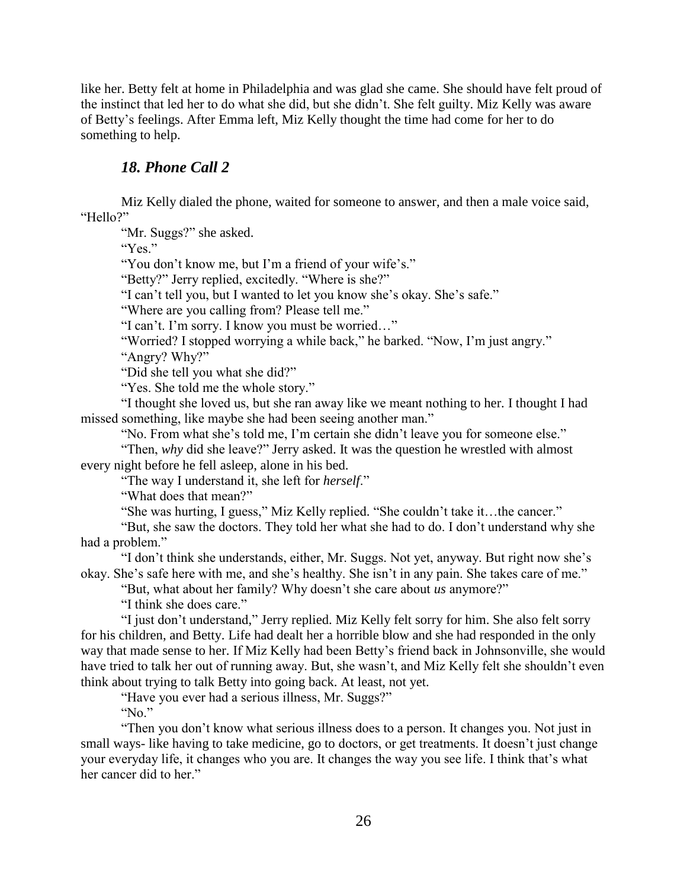like her. Betty felt at home in Philadelphia and was glad she came. She should have felt proud of the instinct that led her to do what she did, but she didn't. She felt guilty. Miz Kelly was aware of Betty's feelings. After Emma left, Miz Kelly thought the time had come for her to do something to help.

### *18. Phone Call 2*

Miz Kelly dialed the phone, waited for someone to answer, and then a male voice said, "Hello?"

"Mr. Suggs?" she asked.

"Yes."

"You don't know me, but I'm a friend of your wife's."

"Betty?" Jerry replied, excitedly. "Where is she?"

"I can't tell you, but I wanted to let you know she's okay. She's safe."

"Where are you calling from? Please tell me."

"I can't. I'm sorry. I know you must be worried…"

"Worried? I stopped worrying a while back," he barked. "Now, I'm just angry."

"Angry? Why?"

"Did she tell you what she did?"

"Yes. She told me the whole story."

"I thought she loved us, but she ran away like we meant nothing to her. I thought I had missed something, like maybe she had been seeing another man."

"No. From what she's told me, I'm certain she didn't leave you for someone else."

"Then, *why* did she leave?" Jerry asked. It was the question he wrestled with almost every night before he fell asleep, alone in his bed.

"The way I understand it, she left for *herself*."

"What does that mean?"

"She was hurting, I guess," Miz Kelly replied. "She couldn't take it…the cancer."

"But, she saw the doctors. They told her what she had to do. I don't understand why she had a problem."

"I don't think she understands, either, Mr. Suggs. Not yet, anyway. But right now she's okay. She's safe here with me, and she's healthy. She isn't in any pain. She takes care of me."

"But, what about her family? Why doesn't she care about *us* anymore?"

"I think she does care."

"I just don't understand," Jerry replied. Miz Kelly felt sorry for him. She also felt sorry for his children, and Betty. Life had dealt her a horrible blow and she had responded in the only way that made sense to her. If Miz Kelly had been Betty's friend back in Johnsonville, she would have tried to talk her out of running away. But, she wasn't, and Miz Kelly felt she shouldn't even think about trying to talk Betty into going back. At least, not yet.

"Have you ever had a serious illness, Mr. Suggs?"

"No."

"Then you don't know what serious illness does to a person. It changes you. Not just in small ways- like having to take medicine, go to doctors, or get treatments. It doesn't just change your everyday life, it changes who you are. It changes the way you see life. I think that's what her cancer did to her."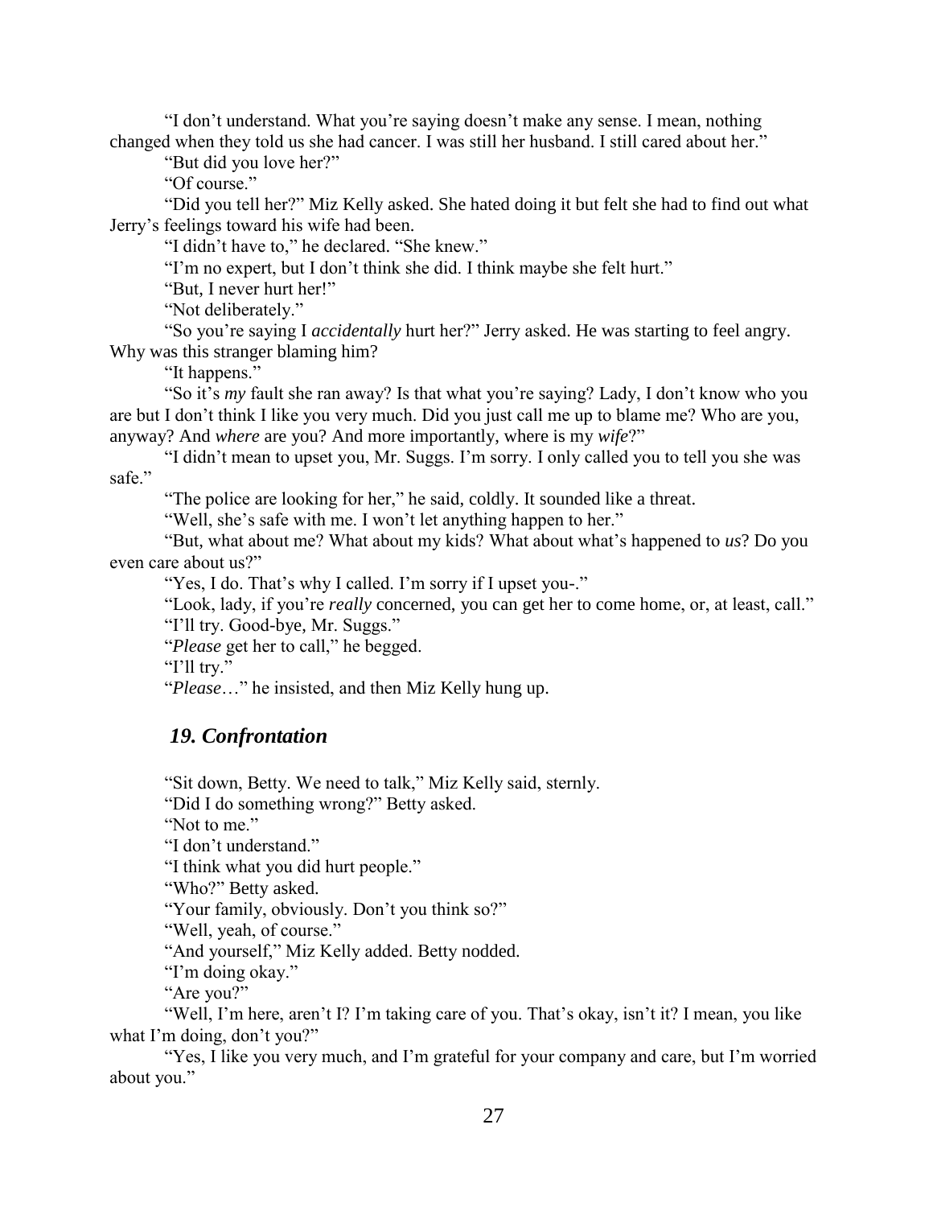"I don't understand. What you're saying doesn't make any sense. I mean, nothing changed when they told us she had cancer. I was still her husband. I still cared about her."

"But did you love her?"

"Of course."

"Did you tell her?" Miz Kelly asked. She hated doing it but felt she had to find out what Jerry's feelings toward his wife had been.

"I didn't have to," he declared. "She knew."

"I'm no expert, but I don't think she did. I think maybe she felt hurt."

"But, I never hurt her!"

"Not deliberately."

"So you're saying I *accidentally* hurt her?" Jerry asked. He was starting to feel angry. Why was this stranger blaming him?

"It happens."

"So it's *my* fault she ran away? Is that what you're saying? Lady, I don't know who you are but I don't think I like you very much. Did you just call me up to blame me? Who are you, anyway? And *where* are you? And more importantly, where is my *wife*?"

"I didn't mean to upset you, Mr. Suggs. I'm sorry. I only called you to tell you she was safe."

"The police are looking for her," he said, coldly. It sounded like a threat.

"Well, she's safe with me. I won't let anything happen to her."

"But, what about me? What about my kids? What about what's happened to *us*? Do you even care about us?"

"Yes, I do. That's why I called. I'm sorry if I upset you-."

"Look, lady, if you're *really* concerned, you can get her to come home, or, at least, call."

"I'll try. Good-bye, Mr. Suggs."

"*Please* get her to call," he begged.

"I'll try."

"*Please*…" he insisted, and then Miz Kelly hung up.

## *19. Confrontation*

"Sit down, Betty. We need to talk," Miz Kelly said, sternly.

"Did I do something wrong?" Betty asked.

"Not to me."

"I don't understand."

"I think what you did hurt people."

"Who?" Betty asked.

"Your family, obviously. Don't you think so?"

"Well, yeah, of course."

"And yourself," Miz Kelly added. Betty nodded.

"I'm doing okay."

"Are you?"

"Well, I'm here, aren't I? I'm taking care of you. That's okay, isn't it? I mean, you like what I'm doing, don't you?"

"Yes, I like you very much, and I'm grateful for your company and care, but I'm worried about you."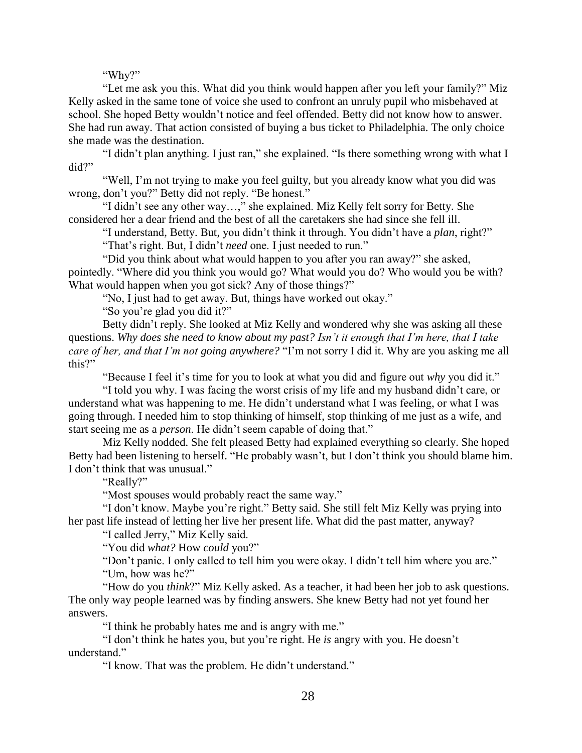"Why?"

"Let me ask you this. What did you think would happen after you left your family?" Miz Kelly asked in the same tone of voice she used to confront an unruly pupil who misbehaved at school. She hoped Betty wouldn't notice and feel offended. Betty did not know how to answer. She had run away. That action consisted of buying a bus ticket to Philadelphia. The only choice she made was the destination.

"I didn't plan anything. I just ran," she explained. "Is there something wrong with what I did?"

"Well, I'm not trying to make you feel guilty, but you already know what you did was wrong, don't you?" Betty did not reply. "Be honest."

"I didn't see any other way…," she explained. Miz Kelly felt sorry for Betty. She considered her a dear friend and the best of all the caretakers she had since she fell ill.

"I understand, Betty. But, you didn't think it through. You didn't have a *plan*, right?"

"That's right. But, I didn't *need* one. I just needed to run."

"Did you think about what would happen to you after you ran away?" she asked, pointedly. "Where did you think you would go? What would you do? Who would you be with? What would happen when you got sick? Any of those things?"

"No, I just had to get away. But, things have worked out okay."

"So you're glad you did it?"

Betty didn't reply. She looked at Miz Kelly and wondered why she was asking all these questions. *Why does she need to know about my past? Isn't it enough that I'm here, that I take care of her, and that I'm not going anywhere?* "I'm not sorry I did it. Why are you asking me all this?"

"Because I feel it's time for you to look at what you did and figure out *why* you did it."

"I told you why. I was facing the worst crisis of my life and my husband didn't care, or understand what was happening to me. He didn't understand what I was feeling, or what I was going through. I needed him to stop thinking of himself, stop thinking of me just as a wife, and start seeing me as a *person*. He didn't seem capable of doing that."

Miz Kelly nodded. She felt pleased Betty had explained everything so clearly. She hoped Betty had been listening to herself. "He probably wasn't, but I don't think you should blame him. I don't think that was unusual."

"Really?"

"Most spouses would probably react the same way."

"I don't know. Maybe you're right." Betty said. She still felt Miz Kelly was prying into her past life instead of letting her live her present life. What did the past matter, anyway?

"I called Jerry," Miz Kelly said.

"You did *what?* How *could* you?"

"Don't panic. I only called to tell him you were okay. I didn't tell him where you are."

"Um, how was he?"

"How do you *think*?" Miz Kelly asked. As a teacher, it had been her job to ask questions. The only way people learned was by finding answers. She knew Betty had not yet found her answers.

"I think he probably hates me and is angry with me."

"I don't think he hates you, but you're right. He *is* angry with you. He doesn't understand."

"I know. That was the problem. He didn't understand."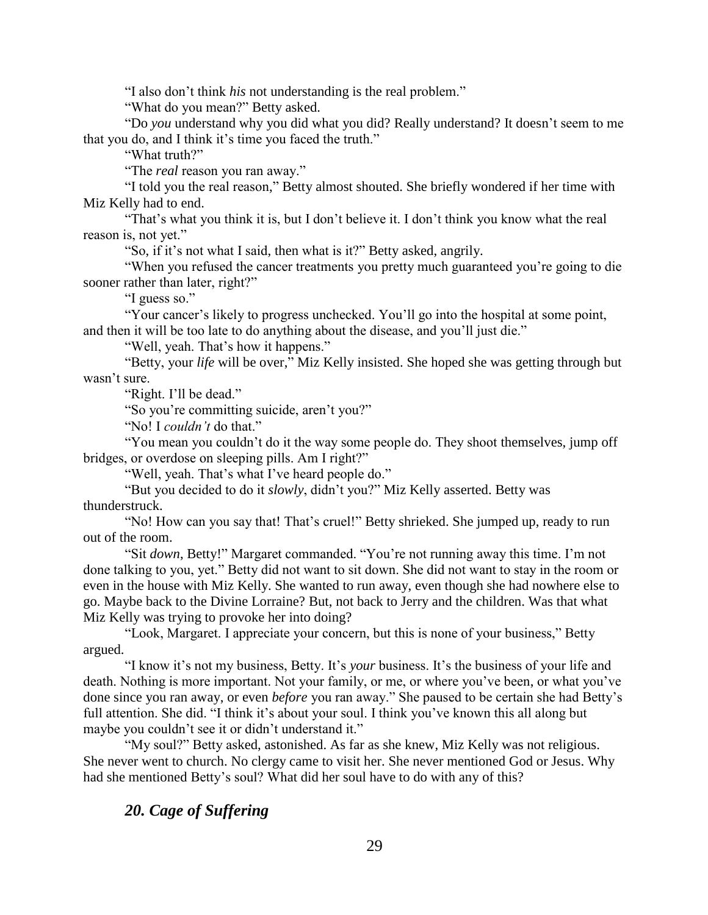"I also don't think *his* not understanding is the real problem."

"What do you mean?" Betty asked.

"Do *you* understand why you did what you did? Really understand? It doesn't seem to me that you do, and I think it's time you faced the truth."

"What truth?"

"The *real* reason you ran away."

"I told you the real reason," Betty almost shouted. She briefly wondered if her time with Miz Kelly had to end.

"That's what you think it is, but I don't believe it. I don't think you know what the real reason is, not yet."

"So, if it's not what I said, then what is it?" Betty asked, angrily.

"When you refused the cancer treatments you pretty much guaranteed you're going to die sooner rather than later, right?"

"I guess so."

"Your cancer's likely to progress unchecked. You'll go into the hospital at some point, and then it will be too late to do anything about the disease, and you'll just die."

"Well, yeah. That's how it happens."

"Betty, your *life* will be over," Miz Kelly insisted. She hoped she was getting through but wasn't sure.

"Right. I'll be dead."

"So you're committing suicide, aren't you?"

"No! I *couldn't* do that."

"You mean you couldn't do it the way some people do. They shoot themselves, jump off bridges, or overdose on sleeping pills. Am I right?"

"Well, yeah. That's what I've heard people do."

"But you decided to do it *slowly*, didn't you?" Miz Kelly asserted. Betty was thunderstruck.

"No! How can you say that! That's cruel!" Betty shrieked. She jumped up, ready to run out of the room.

"Sit *down*, Betty!" Margaret commanded. "You're not running away this time. I'm not done talking to you, yet." Betty did not want to sit down. She did not want to stay in the room or even in the house with Miz Kelly. She wanted to run away, even though she had nowhere else to go. Maybe back to the Divine Lorraine? But, not back to Jerry and the children. Was that what Miz Kelly was trying to provoke her into doing?

"Look, Margaret. I appreciate your concern, but this is none of your business," Betty argued.

"I know it's not my business, Betty. It's *your* business. It's the business of your life and death. Nothing is more important. Not your family, or me, or where you've been, or what you've done since you ran away, or even *before* you ran away." She paused to be certain she had Betty's full attention. She did. "I think it's about your soul. I think you've known this all along but maybe you couldn't see it or didn't understand it."

"My soul?" Betty asked, astonished. As far as she knew, Miz Kelly was not religious. She never went to church. No clergy came to visit her. She never mentioned God or Jesus. Why had she mentioned Betty's soul? What did her soul have to do with any of this?

## *20. Cage of Suffering*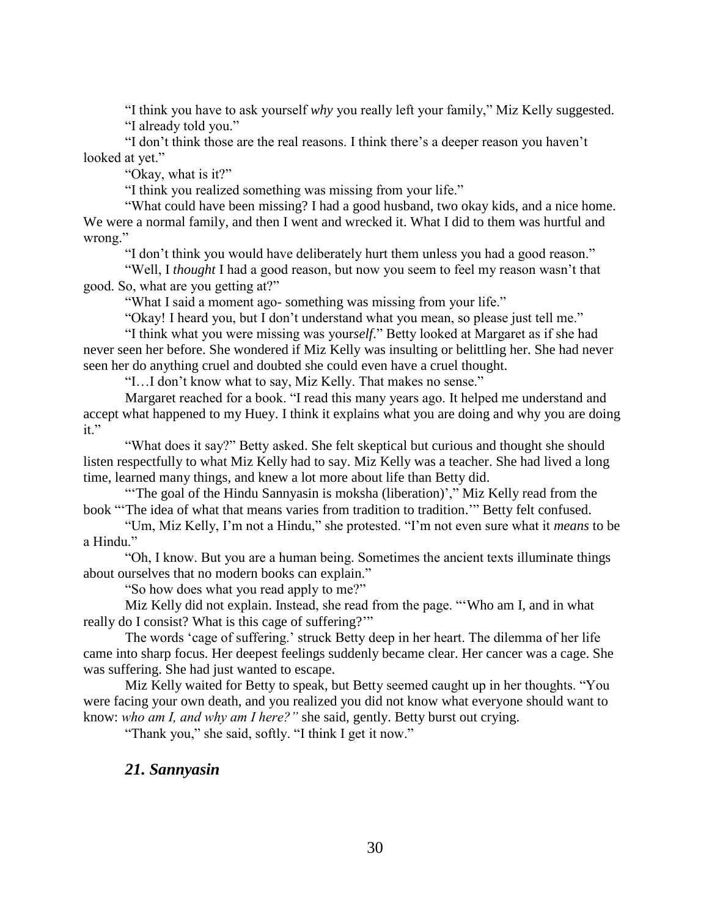"I think you have to ask yourself *why* you really left your family," Miz Kelly suggested.

"I already told you."

"I don't think those are the real reasons. I think there's a deeper reason you haven't looked at yet."

"Okay, what is it?"

"I think you realized something was missing from your life."

"What could have been missing? I had a good husband, two okay kids, and a nice home. We were a normal family, and then I went and wrecked it. What I did to them was hurtful and wrong."

"I don't think you would have deliberately hurt them unless you had a good reason."

"Well, I *thought* I had a good reason, but now you seem to feel my reason wasn't that good. So, what are you getting at?"

"What I said a moment ago- something was missing from your life."

"Okay! I heard you, but I don't understand what you mean, so please just tell me."

"I think what you were missing was your*self*." Betty looked at Margaret as if she had never seen her before. She wondered if Miz Kelly was insulting or belittling her. She had never seen her do anything cruel and doubted she could even have a cruel thought.

"I…I don't know what to say, Miz Kelly. That makes no sense."

Margaret reached for a book. "I read this many years ago. It helped me understand and accept what happened to my Huey. I think it explains what you are doing and why you are doing it."

"What does it say?" Betty asked. She felt skeptical but curious and thought she should listen respectfully to what Miz Kelly had to say. Miz Kelly was a teacher. She had lived a long time, learned many things, and knew a lot more about life than Betty did.

"'The goal of the Hindu Sannyasin is moksha (liberation)'," Miz Kelly read from the book "'The idea of what that means varies from tradition to tradition.'" Betty felt confused.

"Um, Miz Kelly, I'm not a Hindu," she protested. "I'm not even sure what it *means* to be a Hindu."

"Oh, I know. But you are a human being. Sometimes the ancient texts illuminate things about ourselves that no modern books can explain."

"So how does what you read apply to me?"

Miz Kelly did not explain. Instead, she read from the page. "'Who am I, and in what really do I consist? What is this cage of suffering?'"

The words 'cage of suffering.' struck Betty deep in her heart. The dilemma of her life came into sharp focus. Her deepest feelings suddenly became clear. Her cancer was a cage. She was suffering. She had just wanted to escape.

Miz Kelly waited for Betty to speak, but Betty seemed caught up in her thoughts. "You were facing your own death, and you realized you did not know what everyone should want to know: *who am I, and why am I here?"* she said, gently. Betty burst out crying.

"Thank you," she said, softly. "I think I get it now."

## *21. Sannyasin*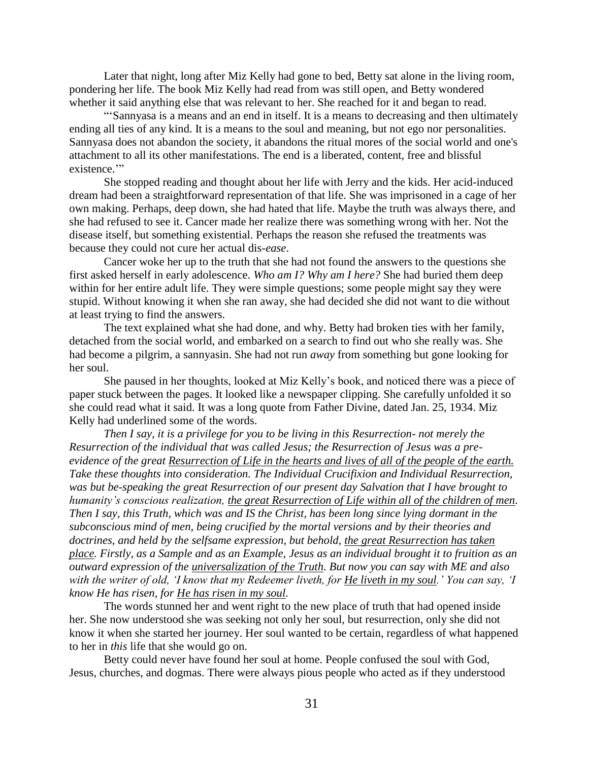Later that night, long after Miz Kelly had gone to bed, Betty sat alone in the living room, pondering her life. The book Miz Kelly had read from was still open, and Betty wondered whether it said anything else that was relevant to her. She reached for it and began to read.

"'Sannyasa is a means and an end in itself. It is a means to decreasing and then ultimately ending all ties of any kind. It is a means to the soul and meaning, but not ego nor personalities. Sannyasa does not abandon the society, it abandons the ritual mores of the social world and one's attachment to all its other manifestations. The end is a liberated, content, free and blissful existence.'"

She stopped reading and thought about her life with Jerry and the kids. Her acid-induced dream had been a straightforward representation of that life. She was imprisoned in a cage of her own making. Perhaps, deep down, she had hated that life. Maybe the truth was always there, and she had refused to see it. Cancer made her realize there was something wrong with her. Not the disease itself, but something existential. Perhaps the reason she refused the treatments was because they could not cure her actual dis-*ease*.

Cancer woke her up to the truth that she had not found the answers to the questions she first asked herself in early adolescence. *Who am I? Why am I here?* She had buried them deep within for her entire adult life. They were simple questions; some people might say they were stupid. Without knowing it when she ran away, she had decided she did not want to die without at least trying to find the answers.

The text explained what she had done, and why. Betty had broken ties with her family, detached from the social world, and embarked on a search to find out who she really was. She had become a pilgrim, a sannyasin. She had not run *away* from something but gone looking for her soul.

She paused in her thoughts, looked at Miz Kelly's book, and noticed there was a piece of paper stuck between the pages. It looked like a newspaper clipping. She carefully unfolded it so she could read what it said. It was a long quote from Father Divine, dated Jan. 25, 1934. Miz Kelly had underlined some of the words.

*Then I say, it is a privilege for you to be living in this Resurrection- not merely the Resurrection of the individual that was called Jesus; the Resurrection of Jesus was a pre-evidence of the great <u>Resurrection of Life in the hearts and lives of all of the people of the earth.</u> Take these thoughts into consideration. The Individual Crucifixion and Individual Resurrection, was but be-speaking the great Resurrection of our present day Salvation that I have brought to humanity's conscious realization, <u>the great Resurrection of Life within all of the children of men</u>. Then I say, this Truth, which was and IS the Christ, has been long since lying dormant in the subconscious mind of men, being crucified by the mortal versions and by their theories and doctrines, and held by the selfsame expression, but behold, <u>the great Resurrection has taken place</u>. Firstly, as a Sample and as an Example, Jesus as an individual brought it to fruition as an outward expression of the <u>universalization of the Truth</u>. But now you can say with ME and also with the writer of old, 'I know that my Redeemer liveth, for <u>He liveth in my soul</u>.' You can say, 'I know He has risen, for <u>He has risen in my soul</u>.*

The words stunned her and went right to the new place of truth that had opened inside her. She now understood she was seeking not only her soul, but resurrection, only she did not know it when she started her journey. Her soul wanted to be certain, regardless of what happened to her in *this* life that she would go on.

Betty could never have found her soul at home. People confused the soul with God, Jesus, churches, and dogmas. There were always pious people who acted as if they understood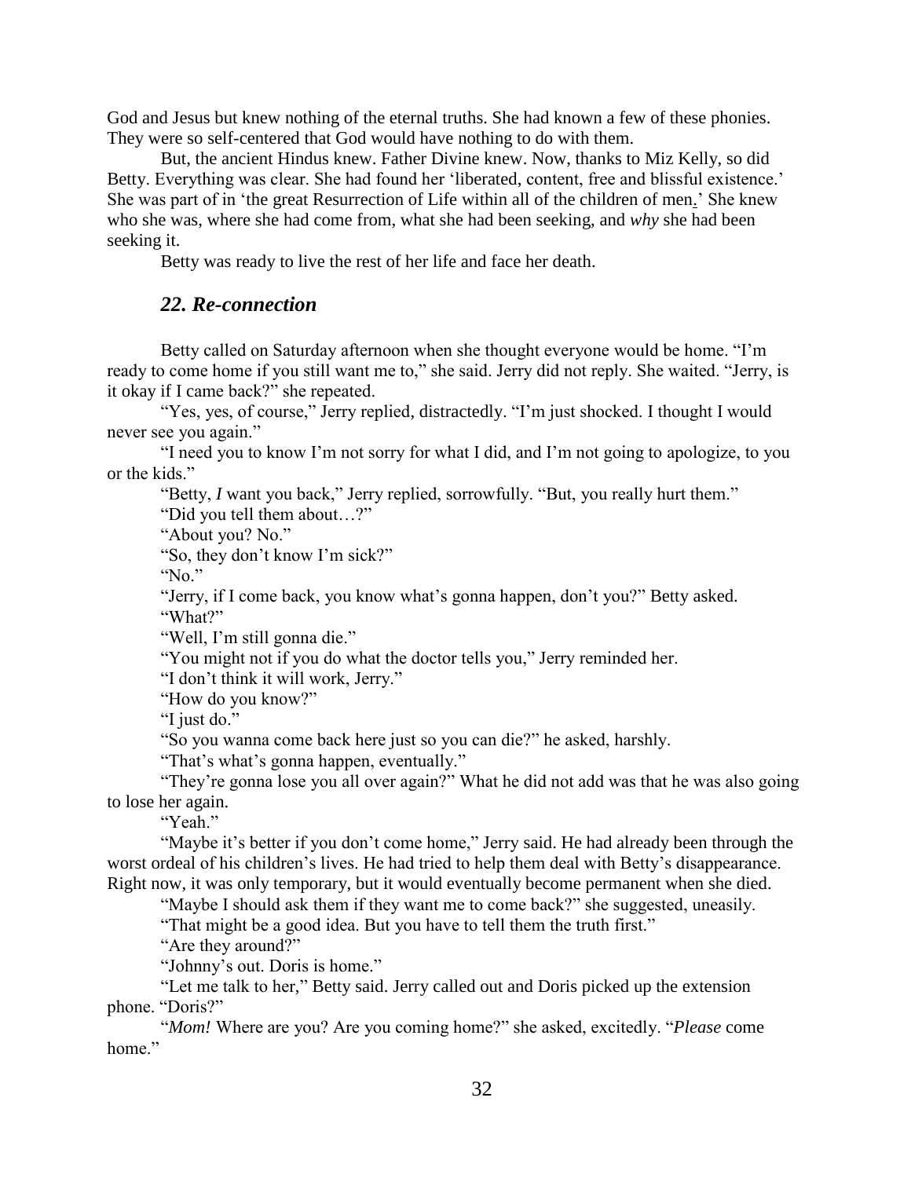God and Jesus but knew nothing of the eternal truths. She had known a few of these phonies. They were so self-centered that God would have nothing to do with them.

But, the ancient Hindus knew. Father Divine knew. Now, thanks to Miz Kelly, so did Betty. Everything was clear. She had found her 'liberated, content, free and blissful existence.' She was part of in 'the great Resurrection of Life within all of the children of men.' She knew who she was, where she had come from, what she had been seeking, and *why* she had been seeking it.

Betty was ready to live the rest of her life and face her death.

## *22. Re-connection*

Betty called on Saturday afternoon when she thought everyone would be home. "I'm ready to come home if you still want me to," she said. Jerry did not reply. She waited. "Jerry, is it okay if I came back?" she repeated.

"Yes, yes, of course," Jerry replied, distractedly. "I'm just shocked. I thought I would never see you again."

"I need you to know I'm not sorry for what I did, and I'm not going to apologize, to you or the kids."

"Betty, *I* want you back," Jerry replied, sorrowfully. "But, you really hurt them."

"Did you tell them about…?"

"About you? No."

"So, they don't know I'm sick?"

"No."

"Jerry, if I come back, you know what's gonna happen, don't you?" Betty asked.

"What?"

"Well, I'm still gonna die."

"You might not if you do what the doctor tells you," Jerry reminded her.

"I don't think it will work, Jerry."

"How do you know?"

"I just do."

"So you wanna come back here just so you can die?" he asked, harshly.

"That's what's gonna happen, eventually."

"They're gonna lose you all over again?" What he did not add was that he was also going to lose her again.

"Yeah."

"Maybe it's better if you don't come home," Jerry said. He had already been through the worst ordeal of his children's lives. He had tried to help them deal with Betty's disappearance. Right now, it was only temporary, but it would eventually become permanent when she died.

"Maybe I should ask them if they want me to come back?" she suggested, uneasily.

"That might be a good idea. But you have to tell them the truth first."

"Are they around?"

"Johnny's out. Doris is home."

"Let me talk to her," Betty said. Jerry called out and Doris picked up the extension phone. "Doris?"

"*Mom!* Where are you? Are you coming home?" she asked, excitedly. "*Please* come home."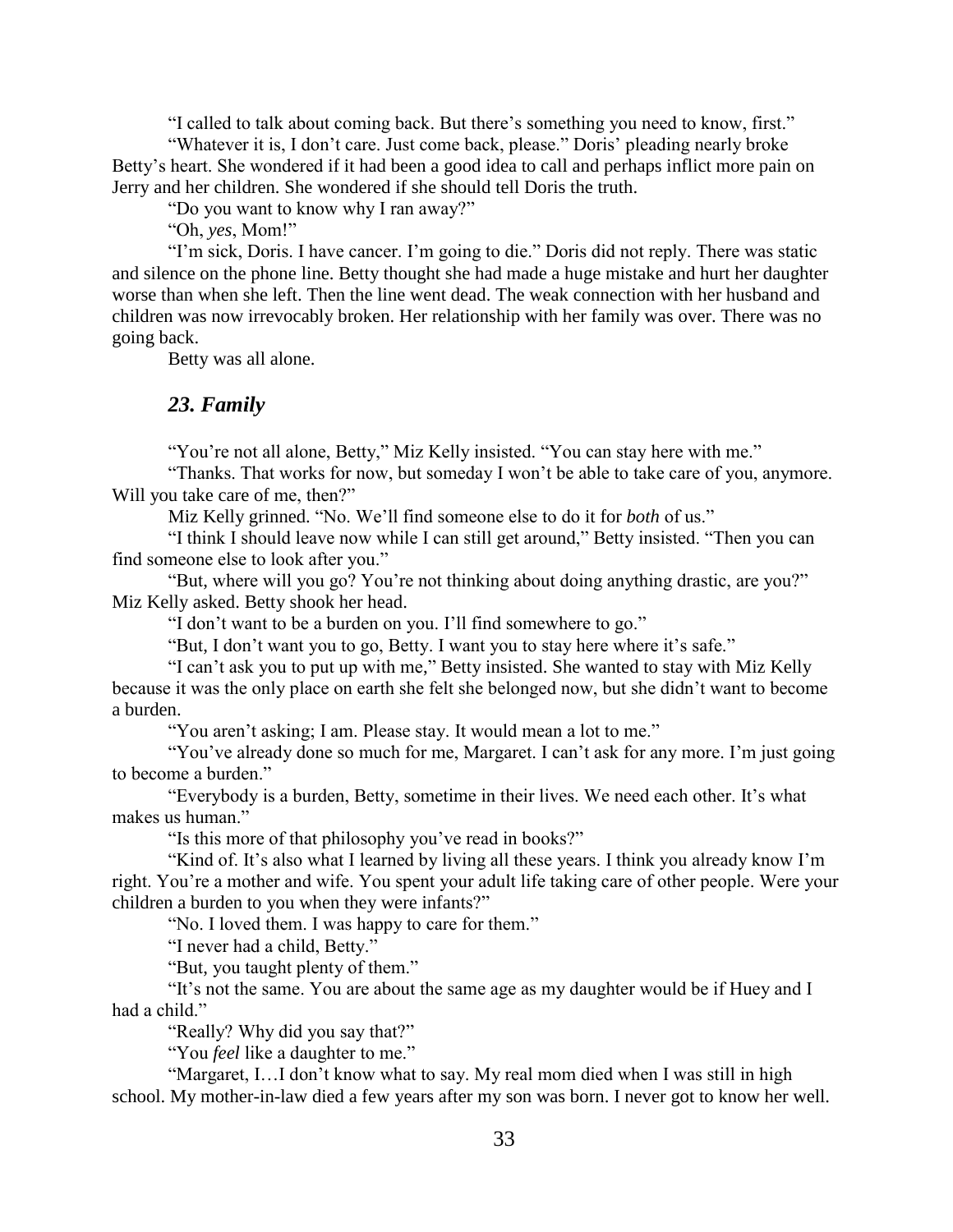"I called to talk about coming back. But there's something you need to know, first."

"Whatever it is, I don't care. Just come back, please." Doris' pleading nearly broke Betty's heart. She wondered if it had been a good idea to call and perhaps inflict more pain on Jerry and her children. She wondered if she should tell Doris the truth.

"Do you want to know why I ran away?"

"Oh, *yes*, Mom!"

"I'm sick, Doris. I have cancer. I'm going to die." Doris did not reply. There was static and silence on the phone line. Betty thought she had made a huge mistake and hurt her daughter worse than when she left. Then the line went dead. The weak connection with her husband and children was now irrevocably broken. Her relationship with her family was over. There was no going back.

Betty was all alone.

### *23. Family*

"You're not all alone, Betty," Miz Kelly insisted. "You can stay here with me."

"Thanks. That works for now, but someday I won't be able to take care of you, anymore. Will you take care of me, then?"

Miz Kelly grinned. "No. We'll find someone else to do it for *both* of us."

"I think I should leave now while I can still get around," Betty insisted. "Then you can find someone else to look after you."

"But, where will you go? You're not thinking about doing anything drastic, are you?" Miz Kelly asked. Betty shook her head.

"I don't want to be a burden on you. I'll find somewhere to go."

"But, I don't want you to go, Betty. I want you to stay here where it's safe."

"I can't ask you to put up with me," Betty insisted. She wanted to stay with Miz Kelly because it was the only place on earth she felt she belonged now, but she didn't want to become a burden.

"You aren't asking; I am. Please stay. It would mean a lot to me."

"You've already done so much for me, Margaret. I can't ask for any more. I'm just going to become a burden."

"Everybody is a burden, Betty, sometime in their lives. We need each other. It's what makes us human."

"Is this more of that philosophy you've read in books?"

"Kind of. It's also what I learned by living all these years. I think you already know I'm right. You're a mother and wife. You spent your adult life taking care of other people. Were your children a burden to you when they were infants?"

"No. I loved them. I was happy to care for them."

"I never had a child, Betty."

"But, you taught plenty of them."

"It's not the same. You are about the same age as my daughter would be if Huey and I had a child."

"Really? Why did you say that?"

"You *feel* like a daughter to me."

"Margaret, I…I don't know what to say. My real mom died when I was still in high school. My mother-in-law died a few years after my son was born. I never got to know her well.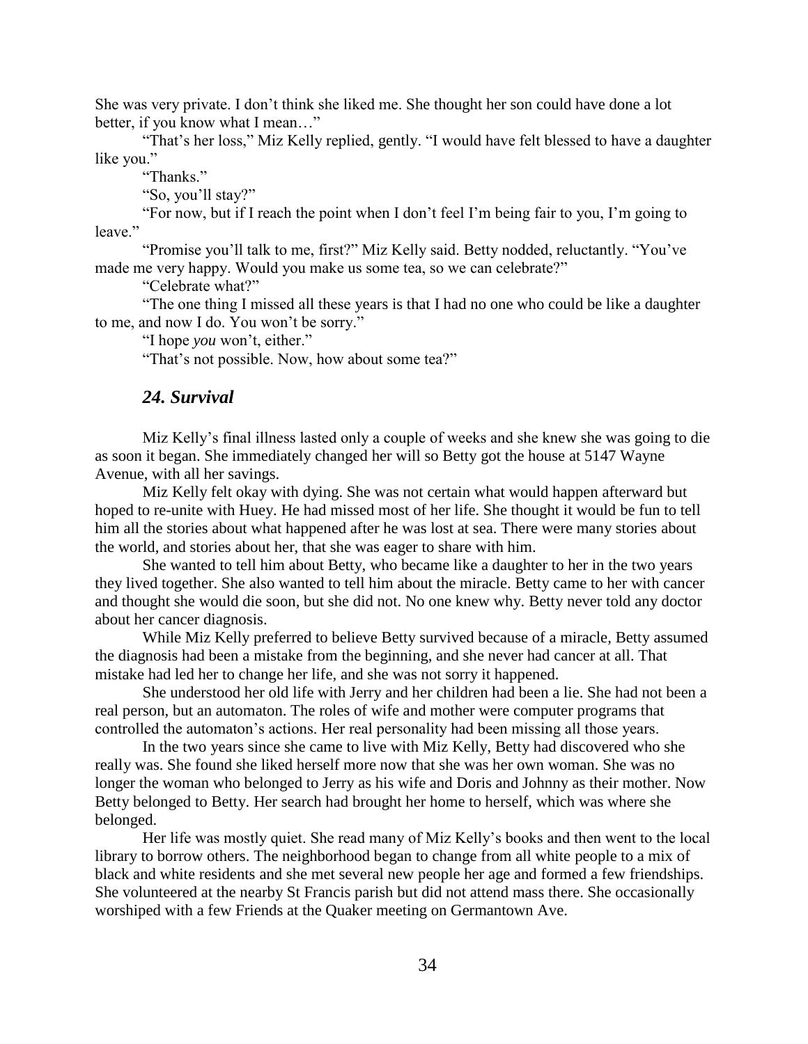She was very private. I don't think she liked me. She thought her son could have done a lot better, if you know what I mean…"

"That's her loss," Miz Kelly replied, gently. "I would have felt blessed to have a daughter like you."

"Thanks."

"So, you'll stay?"

"For now, but if I reach the point when I don't feel I'm being fair to you, I'm going to leave."

"Promise you'll talk to me, first?" Miz Kelly said. Betty nodded, reluctantly. "You've made me very happy. Would you make us some tea, so we can celebrate?"

"Celebrate what?"

"The one thing I missed all these years is that I had no one who could be like a daughter to me, and now I do. You won't be sorry."

"I hope *you* won't, either."

"That's not possible. Now, how about some tea?"

## *24. Survival*

Miz Kelly's final illness lasted only a couple of weeks and she knew she was going to die as soon it began. She immediately changed her will so Betty got the house at 5147 Wayne Avenue, with all her savings.

Miz Kelly felt okay with dying. She was not certain what would happen afterward but hoped to re-unite with Huey. He had missed most of her life. She thought it would be fun to tell him all the stories about what happened after he was lost at sea. There were many stories about the world, and stories about her, that she was eager to share with him.

She wanted to tell him about Betty, who became like a daughter to her in the two years they lived together. She also wanted to tell him about the miracle. Betty came to her with cancer and thought she would die soon, but she did not. No one knew why. Betty never told any doctor about her cancer diagnosis.

While Miz Kelly preferred to believe Betty survived because of a miracle, Betty assumed the diagnosis had been a mistake from the beginning, and she never had cancer at all. That mistake had led her to change her life, and she was not sorry it happened.

She understood her old life with Jerry and her children had been a lie. She had not been a real person, but an automaton. The roles of wife and mother were computer programs that controlled the automaton's actions. Her real personality had been missing all those years.

In the two years since she came to live with Miz Kelly, Betty had discovered who she really was. She found she liked herself more now that she was her own woman. She was no longer the woman who belonged to Jerry as his wife and Doris and Johnny as their mother. Now Betty belonged to Betty. Her search had brought her home to herself, which was where she belonged.

Her life was mostly quiet. She read many of Miz Kelly's books and then went to the local library to borrow others. The neighborhood began to change from all white people to a mix of black and white residents and she met several new people her age and formed a few friendships. She volunteered at the nearby St Francis parish but did not attend mass there. She occasionally worshiped with a few Friends at the Quaker meeting on Germantown Ave.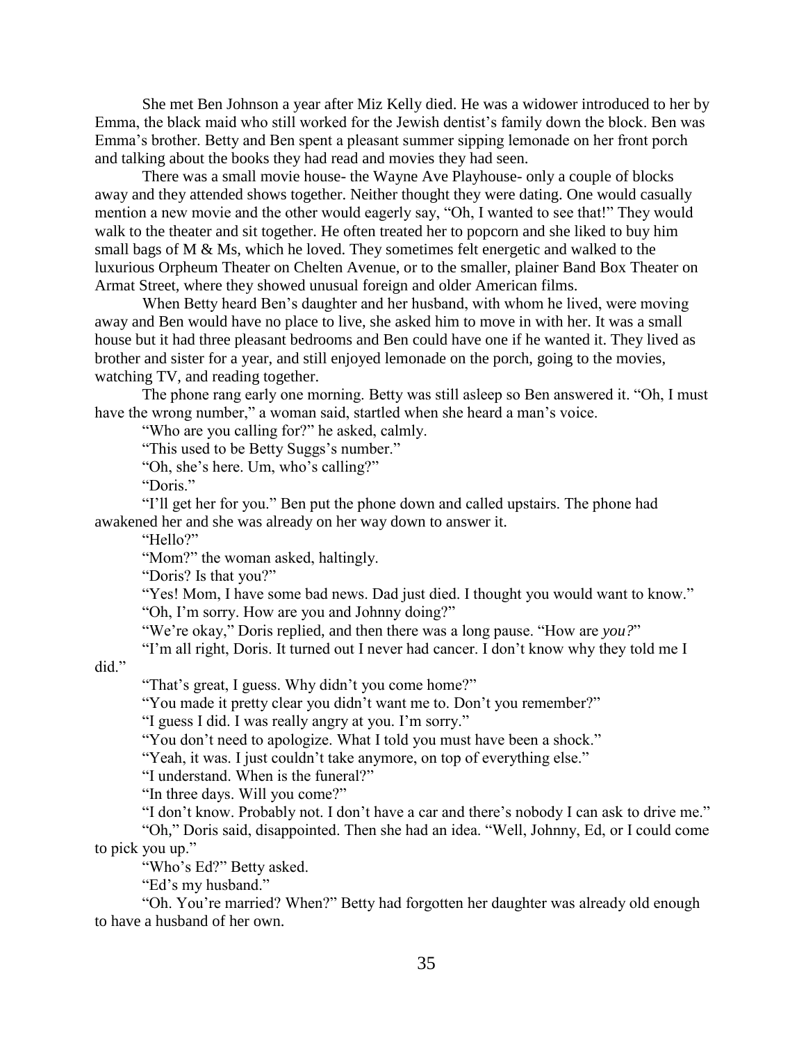She met Ben Johnson a year after Miz Kelly died. He was a widower introduced to her by Emma, the black maid who still worked for the Jewish dentist's family down the block. Ben was Emma's brother. Betty and Ben spent a pleasant summer sipping lemonade on her front porch and talking about the books they had read and movies they had seen.

There was a small movie house- the Wayne Ave Playhouse- only a couple of blocks away and they attended shows together. Neither thought they were dating. One would casually mention a new movie and the other would eagerly say, "Oh, I wanted to see that!" They would walk to the theater and sit together. He often treated her to popcorn and she liked to buy him small bags of M & Ms, which he loved. They sometimes felt energetic and walked to the luxurious Orpheum Theater on Chelten Avenue, or to the smaller, plainer Band Box Theater on Armat Street, where they showed unusual foreign and older American films.

When Betty heard Ben's daughter and her husband, with whom he lived, were moving away and Ben would have no place to live, she asked him to move in with her. It was a small house but it had three pleasant bedrooms and Ben could have one if he wanted it. They lived as brother and sister for a year, and still enjoyed lemonade on the porch, going to the movies, watching TV, and reading together.

The phone rang early one morning. Betty was still asleep so Ben answered it. "Oh, I must have the wrong number," a woman said, startled when she heard a man's voice.

"Who are you calling for?" he asked, calmly.

"This used to be Betty Suggs's number."

"Oh, she's here. Um, who's calling?"

"Doris."

"I'll get her for you." Ben put the phone down and called upstairs. The phone had awakened her and she was already on her way down to answer it.

"Hello?"

"Mom?" the woman asked, haltingly.

"Doris? Is that you?"

"Yes! Mom, I have some bad news. Dad just died. I thought you would want to know."

"Oh, I'm sorry. How are you and Johnny doing?"

"We're okay," Doris replied, and then there was a long pause. "How are *you?*"

"I'm all right, Doris. It turned out I never had cancer. I don't know why they told me I did."

"That's great, I guess. Why didn't you come home?"

"You made it pretty clear you didn't want me to. Don't you remember?"

"I guess I did. I was really angry at you. I'm sorry."

"You don't need to apologize. What I told you must have been a shock."

"Yeah, it was. I just couldn't take anymore, on top of everything else."

"I understand. When is the funeral?"

"In three days. Will you come?"

"I don't know. Probably not. I don't have a car and there's nobody I can ask to drive me."

"Oh," Doris said, disappointed. Then she had an idea. "Well, Johnny, Ed, or I could come to pick you up."

"Who's Ed?" Betty asked.

"Ed's my husband."

"Oh. You're married? When?" Betty had forgotten her daughter was already old enough to have a husband of her own.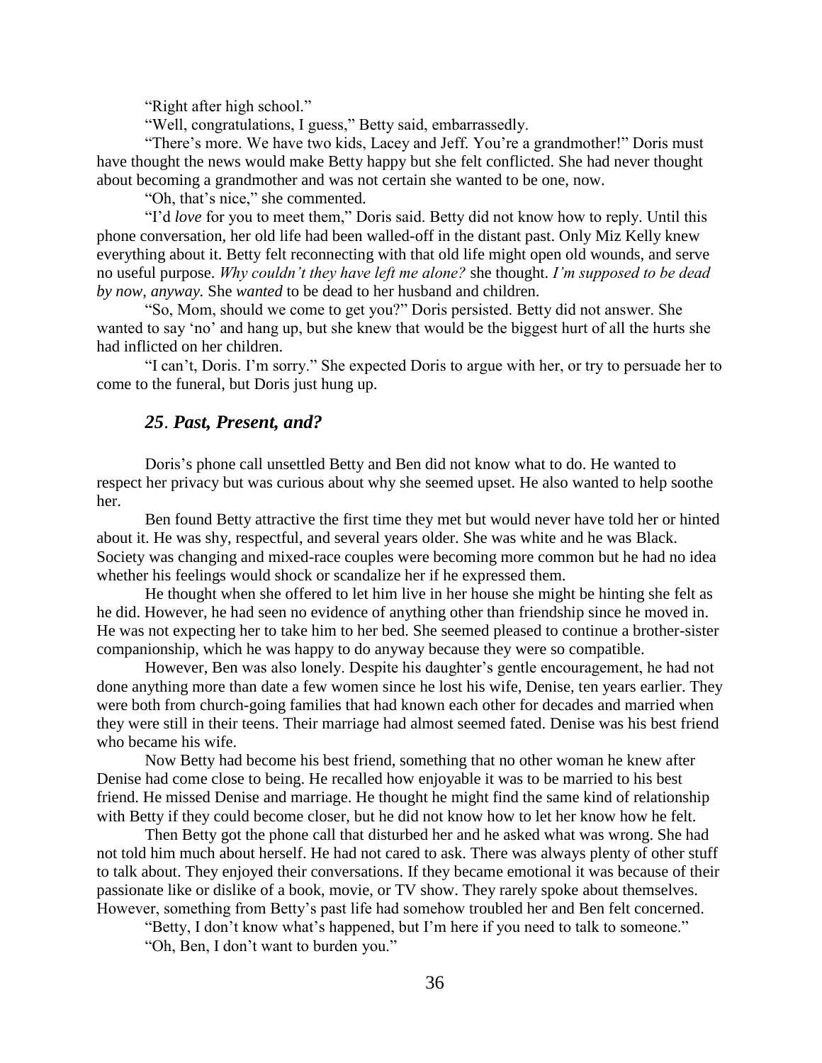"Right after high school."

"Well, congratulations, I guess," Betty said, embarrassedly.

"There's more. We have two kids, Lacey and Jeff. You're a grandmother!" Doris must have thought the news would make Betty happy but she felt conflicted. She had never thought about becoming a grandmother and was not certain she wanted to be one, now.

"Oh, that's nice," she commented.

"I'd *love* for you to meet them," Doris said. Betty did not know how to reply. Until this phone conversation, her old life had been walled-off in the distant past. Only Miz Kelly knew everything about it. Betty felt reconnecting with that old life might open old wounds, and serve no useful purpose. *Why couldn't they have left me alone?* she thought. *I'm supposed to be dead by now, anyway.* She *wanted* to be dead to her husband and children.

"So, Mom, should we come to get you?" Doris persisted. Betty did not answer. She wanted to say 'no' and hang up, but she knew that would be the biggest hurt of all the hurts she had inflicted on her children.

"I can't, Doris. I'm sorry." She expected Doris to argue with her, or try to persuade her to come to the funeral, but Doris just hung up.

## *25. Past, Present, and?*

Doris's phone call unsettled Betty and Ben did not know what to do. He wanted to respect her privacy but was curious about why she seemed upset. He also wanted to help soothe her.

Ben found Betty attractive the first time they met but would never have told her or hinted about it. He was shy, respectful, and several years older. She was white and he was Black. Society was changing and mixed-race couples were becoming more common but he had no idea whether his feelings would shock or scandalize her if he expressed them.

He thought when she offered to let him live in her house she might be hinting she felt as he did. However, he had seen no evidence of anything other than friendship since he moved in. He was not expecting her to take him to her bed. She seemed pleased to continue a brother-sister companionship, which he was happy to do anyway because they were so compatible.

However, Ben was also lonely. Despite his daughter's gentle encouragement, he had not done anything more than date a few women since he lost his wife, Denise, ten years earlier. They were both from church-going families that had known each other for decades and married when they were still in their teens. Their marriage had almost seemed fated. Denise was his best friend who became his wife.

Now Betty had become his best friend, something that no other woman he knew after Denise had come close to being. He recalled how enjoyable it was to be married to his best friend. He missed Denise and marriage. He thought he might find the same kind of relationship with Betty if they could become closer, but he did not know how to let her know how he felt.

Then Betty got the phone call that disturbed her and he asked what was wrong. She had not told him much about herself. He had not cared to ask. There was always plenty of other stuff to talk about. They enjoyed their conversations. If they became emotional it was because of their passionate like or dislike of a book, movie, or TV show. They rarely spoke about themselves. However, something from Betty's past life had somehow troubled her and Ben felt concerned.

"Betty, I don't know what's happened, but I'm here if you need to talk to someone."

"Oh, Ben, I don't want to burden you."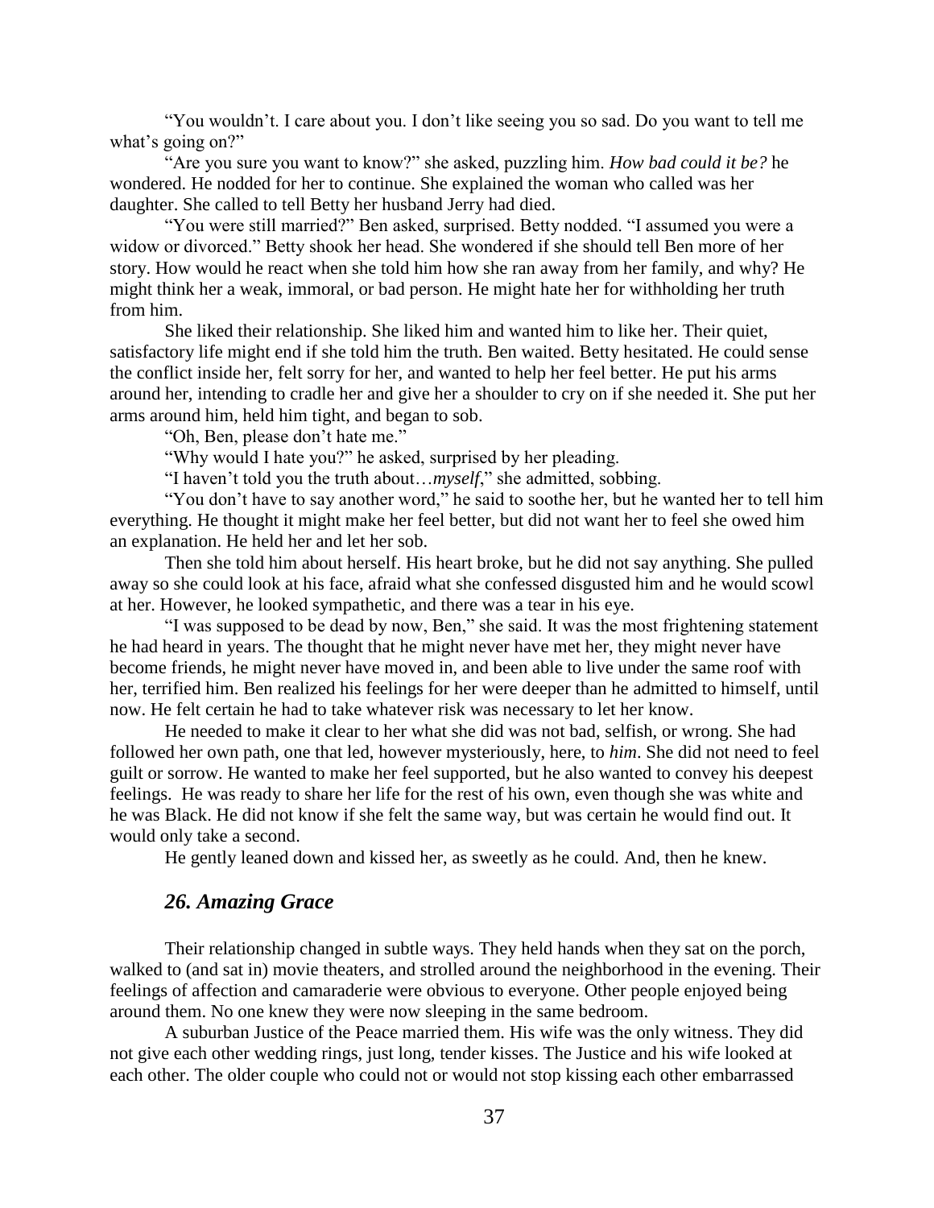"You wouldn't. I care about you. I don't like seeing you so sad. Do you want to tell me what's going on?"

"Are you sure you want to know?" she asked, puzzling him. *How bad could it be?* he wondered. He nodded for her to continue. She explained the woman who called was her daughter. She called to tell Betty her husband Jerry had died.

"You were still married?" Ben asked, surprised. Betty nodded. "I assumed you were a widow or divorced." Betty shook her head. She wondered if she should tell Ben more of her story. How would he react when she told him how she ran away from her family, and why? He might think her a weak, immoral, or bad person. He might hate her for withholding her truth from him.

She liked their relationship. She liked him and wanted him to like her. Their quiet, satisfactory life might end if she told him the truth. Ben waited. Betty hesitated. He could sense the conflict inside her, felt sorry for her, and wanted to help her feel better. He put his arms around her, intending to cradle her and give her a shoulder to cry on if she needed it. She put her arms around him, held him tight, and began to sob.

"Oh, Ben, please don't hate me."

"Why would I hate you?" he asked, surprised by her pleading.

"I haven't told you the truth about…*myself*," she admitted, sobbing.

"You don't have to say another word," he said to soothe her, but he wanted her to tell him everything. He thought it might make her feel better, but did not want her to feel she owed him an explanation. He held her and let her sob.

Then she told him about herself. His heart broke, but he did not say anything. She pulled away so she could look at his face, afraid what she confessed disgusted him and he would scowl at her. However, he looked sympathetic, and there was a tear in his eye.

"I was supposed to be dead by now, Ben," she said. It was the most frightening statement he had heard in years. The thought that he might never have met her, they might never have become friends, he might never have moved in, and been able to live under the same roof with her, terrified him. Ben realized his feelings for her were deeper than he admitted to himself, until now. He felt certain he had to take whatever risk was necessary to let her know.

He needed to make it clear to her what she did was not bad, selfish, or wrong. She had followed her own path, one that led, however mysteriously, here, to *him*. She did not need to feel guilt or sorrow. He wanted to make her feel supported, but he also wanted to convey his deepest feelings. He was ready to share her life for the rest of his own, even though she was white and he was Black. He did not know if she felt the same way, but was certain he would find out. It would only take a second.

He gently leaned down and kissed her, as sweetly as he could. And, then he knew.

### *26. Amazing Grace*

Their relationship changed in subtle ways. They held hands when they sat on the porch, walked to (and sat in) movie theaters, and strolled around the neighborhood in the evening. Their feelings of affection and camaraderie were obvious to everyone. Other people enjoyed being around them. No one knew they were now sleeping in the same bedroom.

A suburban Justice of the Peace married them. His wife was the only witness. They did not give each other wedding rings, just long, tender kisses. The Justice and his wife looked at each other. The older couple who could not or would not stop kissing each other embarrassed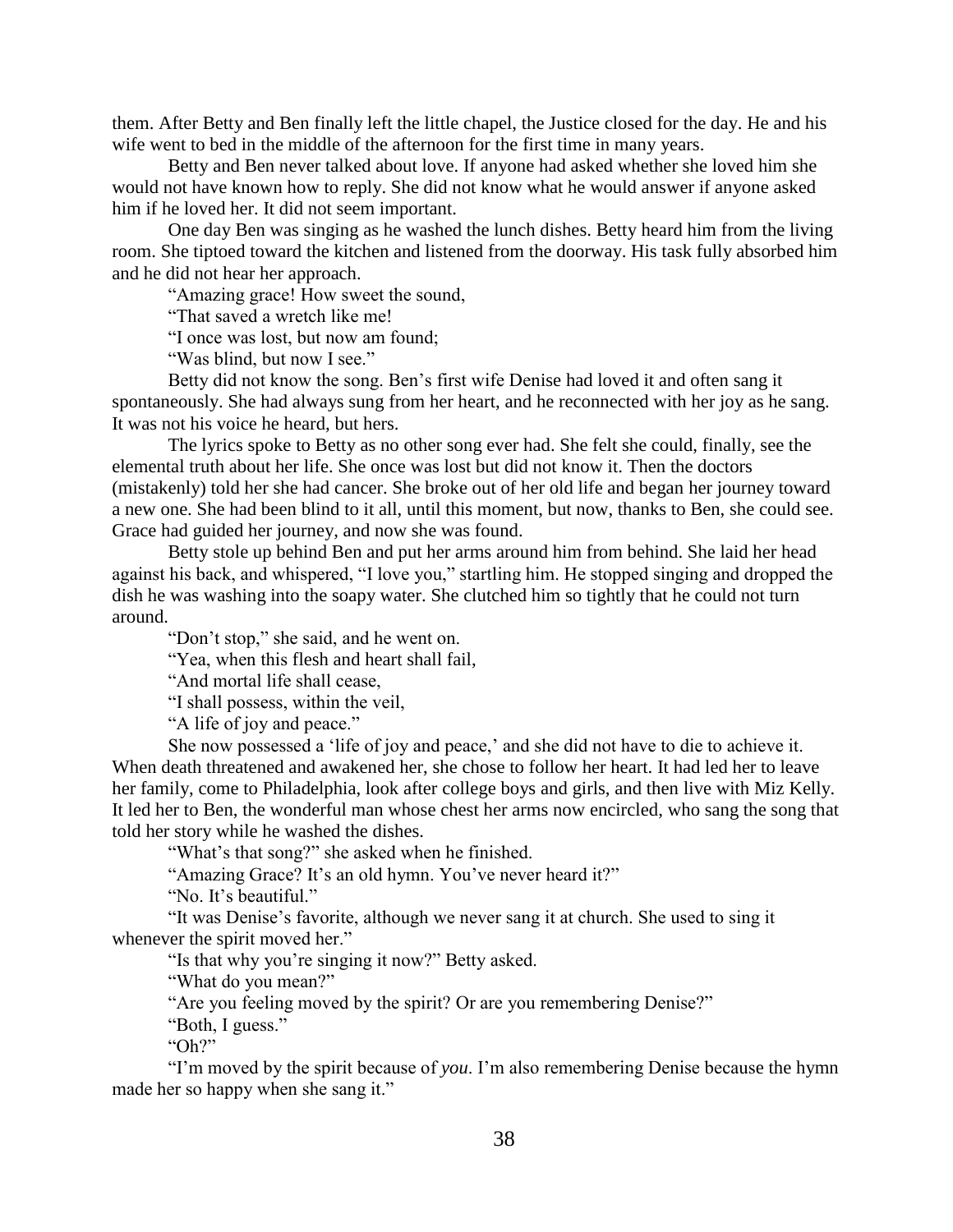them. After Betty and Ben finally left the little chapel, the Justice closed for the day. He and his wife went to bed in the middle of the afternoon for the first time in many years.

Betty and Ben never talked about love. If anyone had asked whether she loved him she would not have known how to reply. She did not know what he would answer if anyone asked him if he loved her. It did not seem important.

One day Ben was singing as he washed the lunch dishes. Betty heard him from the living room. She tiptoed toward the kitchen and listened from the doorway. His task fully absorbed him and he did not hear her approach.

"Amazing grace! How sweet the sound,

"That saved a wretch like me!

"I once was lost, but now am found;

"Was blind, but now I see."

Betty did not know the song. Ben's first wife Denise had loved it and often sang it spontaneously. She had always sung from her heart, and he reconnected with her joy as he sang. It was not his voice he heard, but hers.

The lyrics spoke to Betty as no other song ever had. She felt she could, finally, see the elemental truth about her life. She once was lost but did not know it. Then the doctors (mistakenly) told her she had cancer. She broke out of her old life and began her journey toward a new one. She had been blind to it all, until this moment, but now, thanks to Ben, she could see. Grace had guided her journey, and now she was found.

Betty stole up behind Ben and put her arms around him from behind. She laid her head against his back, and whispered, "I love you," startling him. He stopped singing and dropped the dish he was washing into the soapy water. She clutched him so tightly that he could not turn around.

"Don't stop," she said, and he went on.

"Yea, when this flesh and heart shall fail,

"And mortal life shall cease,

"I shall possess, within the veil,

"A life of joy and peace."

She now possessed a 'life of joy and peace,' and she did not have to die to achieve it. When death threatened and awakened her, she chose to follow her heart. It had led her to leave her family, come to Philadelphia, look after college boys and girls, and then live with Miz Kelly. It led her to Ben, the wonderful man whose chest her arms now encircled, who sang the song that told her story while he washed the dishes.

"What's that song?" she asked when he finished.

"Amazing Grace? It's an old hymn. You've never heard it?"

"No. It's beautiful."

"It was Denise's favorite, although we never sang it at church. She used to sing it whenever the spirit moved her."

"Is that why you're singing it now?" Betty asked.

"What do you mean?"

"Are you feeling moved by the spirit? Or are you remembering Denise?"

"Both, I guess."

"Oh?"

"I'm moved by the spirit because of *you*. I'm also remembering Denise because the hymn made her so happy when she sang it."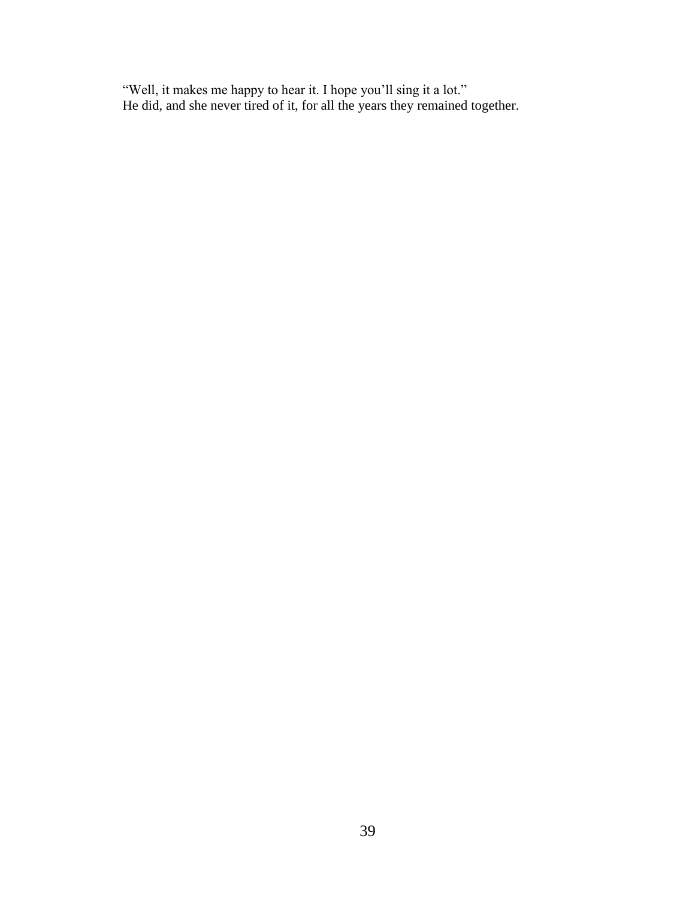"Well, it makes me happy to hear it. I hope you'll sing it a lot."
He did, and she never tired of it, for all the years they remained together.